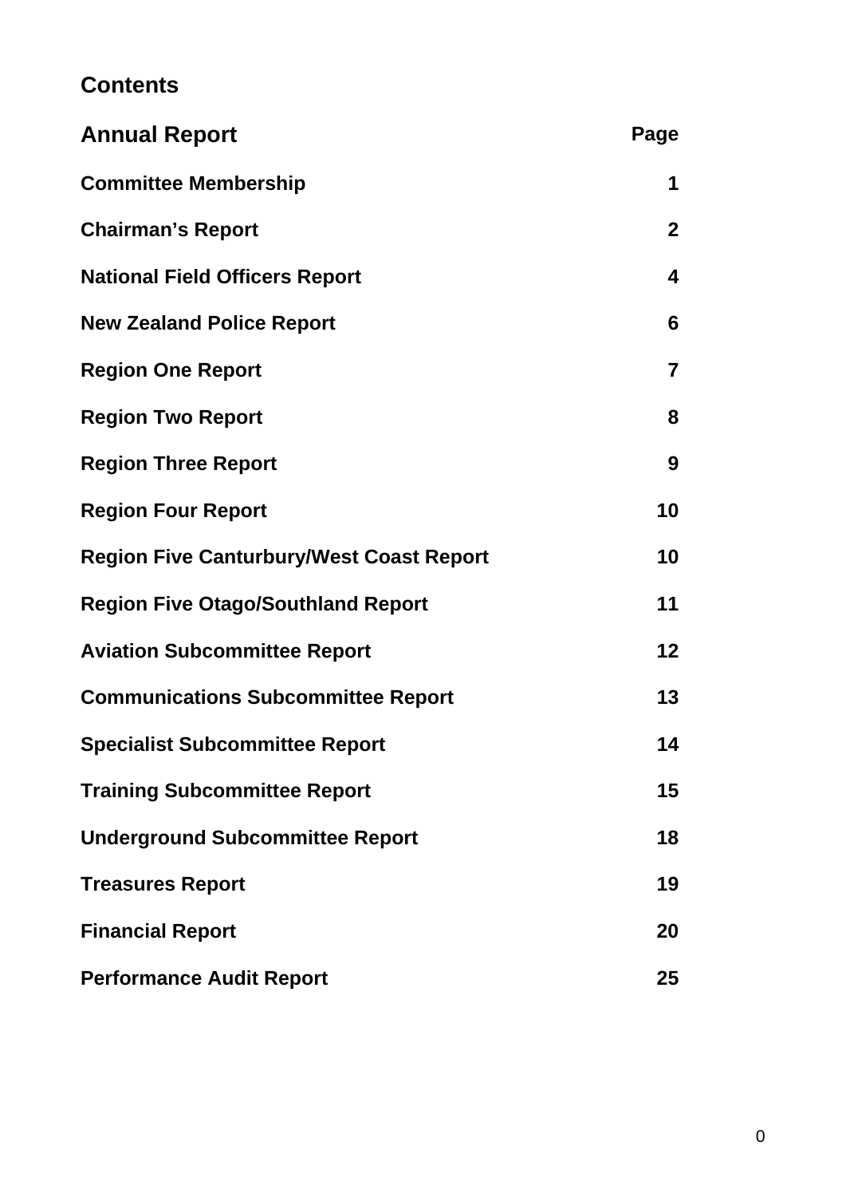# Contents

## Annual Report

| | Page |
|---|---|
| **Committee Membership** | **1** |
| **Chairman's Report** | **2** |
| **National Field Officers Report** | **4** |
| **New Zealand Police Report** | **6** |
| **Region One Report** | **7** |
| **Region Two Report** | **8** |
| **Region Three Report** | **9** |
| **Region Four Report** | **10** |
| **Region Five Canturbury/West Coast Report** | **10** |
| **Region Five Otago/Southland Report** | **11** |
| **Aviation Subcommittee Report** | **12** |
| **Communications Subcommittee Report** | **13** |
| **Specialist Subcommittee Report** | **14** |
| **Training Subcommittee Report** | **15** |
| **Underground Subcommittee Report** | **18** |
| **Treasures Report** | **19** |
| **Financial Report** | **20** |
| **Performance Audit Report** | **25** |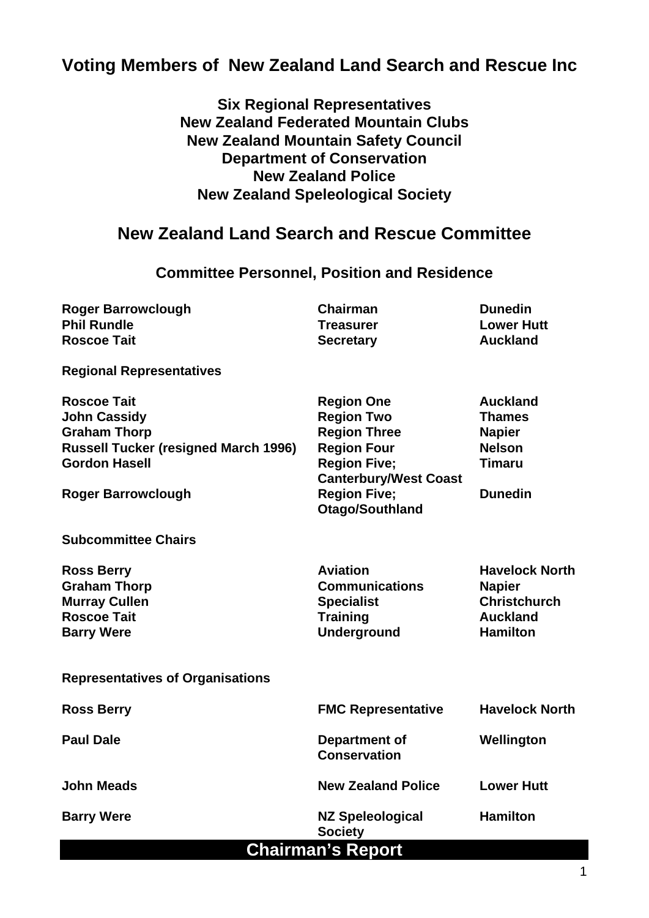# Voting Members of New Zealand Land Search and Rescue Inc

**Six Regional Representatives**
**New Zealand Federated Mountain Clubs**
**New Zealand Mountain Safety Council**
**Department of Conservation**
**New Zealand Police**
**New Zealand Speleological Society**

## New Zealand Land Search and Rescue Committee

### Committee Personnel, Position and Residence

| | | |
|---|---|---|
| **Roger Barrowclough** | **Chairman** | **Dunedin** |
| **Phil Rundle** | **Treasurer** | **Lower Hutt** |
| **Roscoe Tait** | **Secretary** | **Auckland** |

**Regional Representatives**

| | | |
|---|---|---|
| **Roscoe Tait** | **Region One** | **Auckland** |
| **John Cassidy** | **Region Two** | **Thames** |
| **Graham Thorp** | **Region Three** | **Napier** |
| **Russell Tucker (resigned March 1996)** | **Region Four** | **Nelson** |
| **Gordon Hasell** | **Region Five; Canterbury/West Coast** | **Timaru** |
| **Roger Barrowclough** | **Region Five; Otago/Southland** | **Dunedin** |

**Subcommittee Chairs**

| | | |
|---|---|---|
| **Ross Berry** | **Aviation** | **Havelock North** |
| **Graham Thorp** | **Communications** | **Napier** |
| **Murray Cullen** | **Specialist** | **Christchurch** |
| **Roscoe Tait** | **Training** | **Auckland** |
| **Barry Were** | **Underground** | **Hamilton** |

**Representatives of Organisations**

| | | |
|---|---|---|
| **Ross Berry** | **FMC Representative** | **Havelock North** |
| **Paul Dale** | **Department of Conservation** | **Wellington** |
| **John Meads** | **New Zealand Police** | **Lower Hutt** |
| **Barry Were** | **NZ Speleological Society** | **Hamilton** |

## Chairman's Report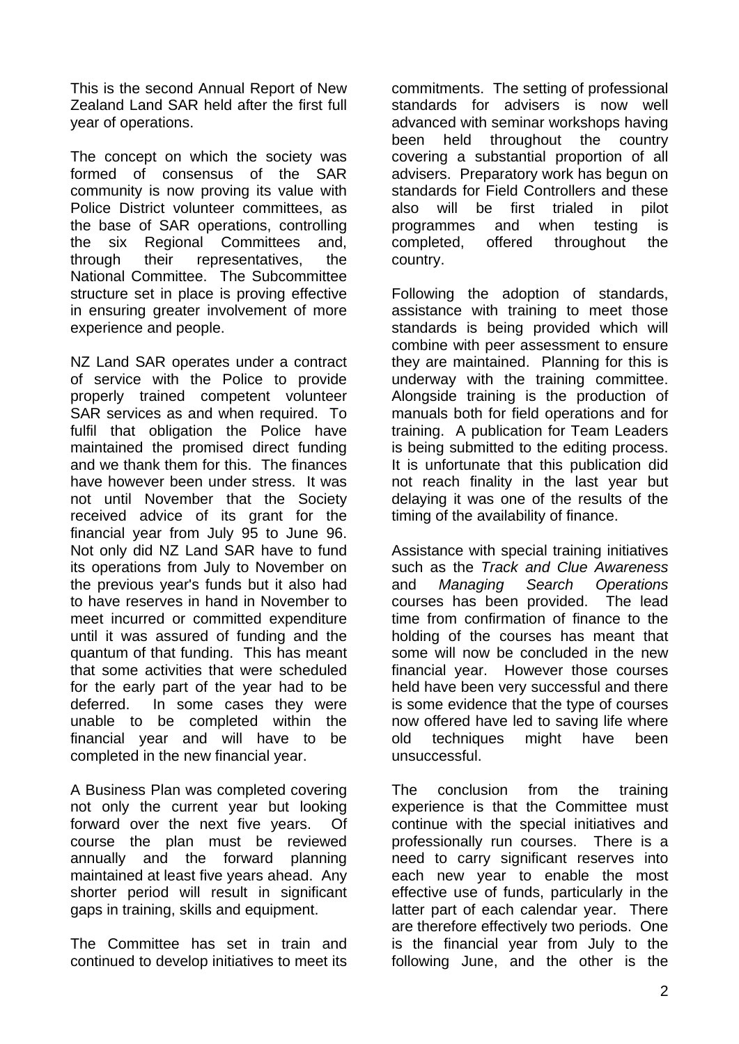This is the second Annual Report of New Zealand Land SAR held after the first full year of operations.

The concept on which the society was formed of consensus of the SAR community is now proving its value with Police District volunteer committees, as the base of SAR operations, controlling the six Regional Committees and, through their representatives, the National Committee. The Subcommittee structure set in place is proving effective in ensuring greater involvement of more experience and people.

NZ Land SAR operates under a contract of service with the Police to provide properly trained competent volunteer SAR services as and when required. To fulfil that obligation the Police have maintained the promised direct funding and we thank them for this. The finances have however been under stress. It was not until November that the Society received advice of its grant for the financial year from July 95 to June 96. Not only did NZ Land SAR have to fund its operations from July to November on the previous year's funds but it also had to have reserves in hand in November to meet incurred or committed expenditure until it was assured of funding and the quantum of that funding. This has meant that some activities that were scheduled for the early part of the year had to be deferred. In some cases they were unable to be completed within the financial year and will have to be completed in the new financial year.

A Business Plan was completed covering not only the current year but looking forward over the next five years. Of course the plan must be reviewed annually and the forward planning maintained at least five years ahead. Any shorter period will result in significant gaps in training, skills and equipment.

The Committee has set in train and continued to develop initiatives to meet its commitments. The setting of professional standards for advisers is now well advanced with seminar workshops having been held throughout the country covering a substantial proportion of all advisers. Preparatory work has begun on standards for Field Controllers and these also will be first trialed in pilot programmes and when testing is completed, offered throughout the country.

Following the adoption of standards, assistance with training to meet those standards is being provided which will combine with peer assessment to ensure they are maintained. Planning for this is underway with the training committee. Alongside training is the production of manuals both for field operations and for training. A publication for Team Leaders is being submitted to the editing process. It is unfortunate that this publication did not reach finality in the last year but delaying it was one of the results of the timing of the availability of finance.

Assistance with special training initiatives such as the *Track and Clue Awareness* and *Managing Search Operations* courses has been provided. The lead time from confirmation of finance to the holding of the courses has meant that some will now be concluded in the new financial year. However those courses held have been very successful and there is some evidence that the type of courses now offered have led to saving life where old techniques might have been unsuccessful.

The conclusion from the training experience is that the Committee must continue with the special initiatives and professionally run courses. There is a need to carry significant reserves into each new year to enable the most effective use of funds, particularly in the latter part of each calendar year. There are therefore effectively two periods. One is the financial year from July to the following June, and the other is the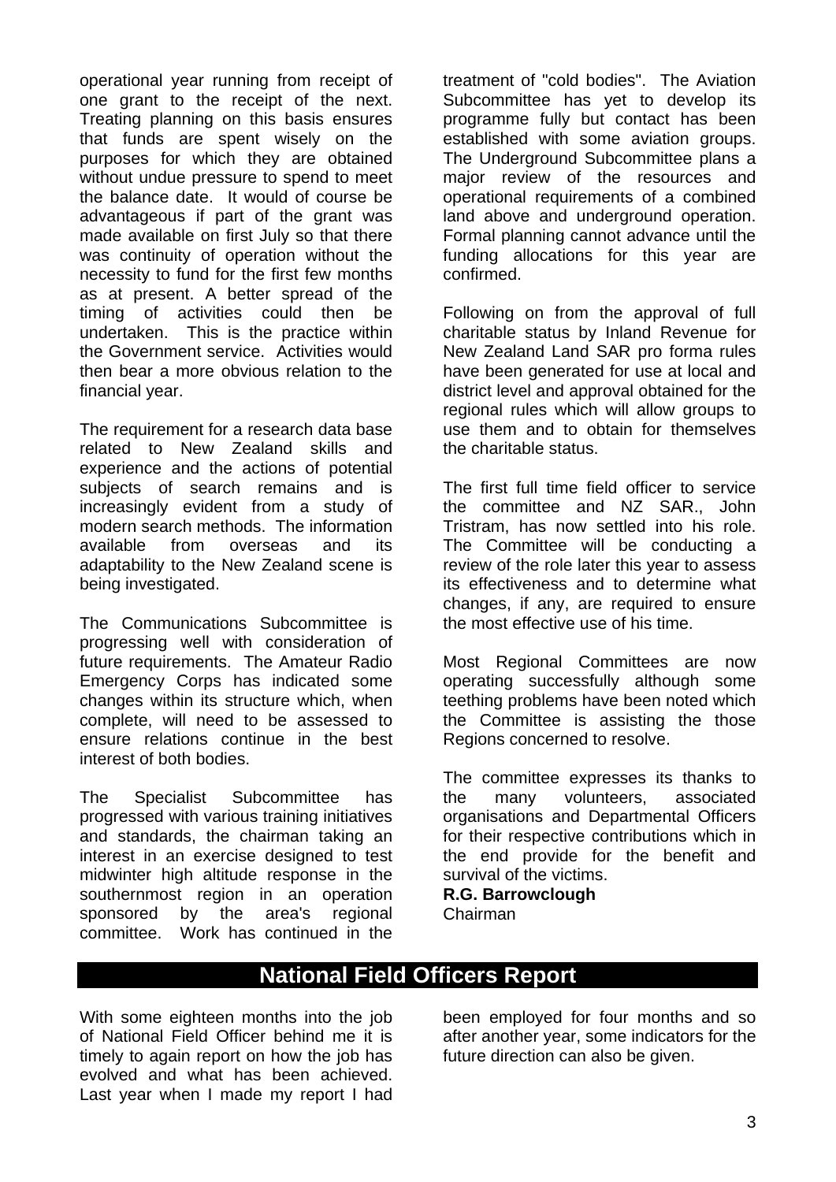operational year running from receipt of one grant to the receipt of the next. Treating planning on this basis ensures that funds are spent wisely on the purposes for which they are obtained without undue pressure to spend to meet the balance date. It would of course be advantageous if part of the grant was made available on first July so that there was continuity of operation without the necessity to fund for the first few months as at present. A better spread of the timing of activities could then be undertaken. This is the practice within the Government service. Activities would then bear a more obvious relation to the financial year.

The requirement for a research data base related to New Zealand skills and experience and the actions of potential subjects of search remains and is increasingly evident from a study of modern search methods. The information available from overseas and its adaptability to the New Zealand scene is being investigated.

The Communications Subcommittee is progressing well with consideration of future requirements. The Amateur Radio Emergency Corps has indicated some changes within its structure which, when complete, will need to be assessed to ensure relations continue in the best interest of both bodies.

The Specialist Subcommittee has progressed with various training initiatives and standards, the chairman taking an interest in an exercise designed to test midwinter high altitude response in the southernmost region in an operation sponsored by the area's regional committee. Work has continued in the treatment of "cold bodies". The Aviation Subcommittee has yet to develop its programme fully but contact has been established with some aviation groups. The Underground Subcommittee plans a major review of the resources and operational requirements of a combined land above and underground operation. Formal planning cannot advance until the funding allocations for this year are confirmed.

Following on from the approval of full charitable status by Inland Revenue for New Zealand Land SAR pro forma rules have been generated for use at local and district level and approval obtained for the regional rules which will allow groups to use them and to obtain for themselves the charitable status.

The first full time field officer to service the committee and NZ SAR., John Tristram, has now settled into his role. The Committee will be conducting a review of the role later this year to assess its effectiveness and to determine what changes, if any, are required to ensure the most effective use of his time.

Most Regional Committees are now operating successfully although some teething problems have been noted which the Committee is assisting the those Regions concerned to resolve.

The committee expresses its thanks to the many volunteers, associated organisations and Departmental Officers for their respective contributions which in the end provide for the benefit and survival of the victims.

**R.G. Barrowclough**
Chairman

## National Field Officers Report

With some eighteen months into the job of National Field Officer behind me it is timely to again report on how the job has evolved and what has been achieved. Last year when I made my report I had been employed for four months and so after another year, some indicators for the future direction can also be given.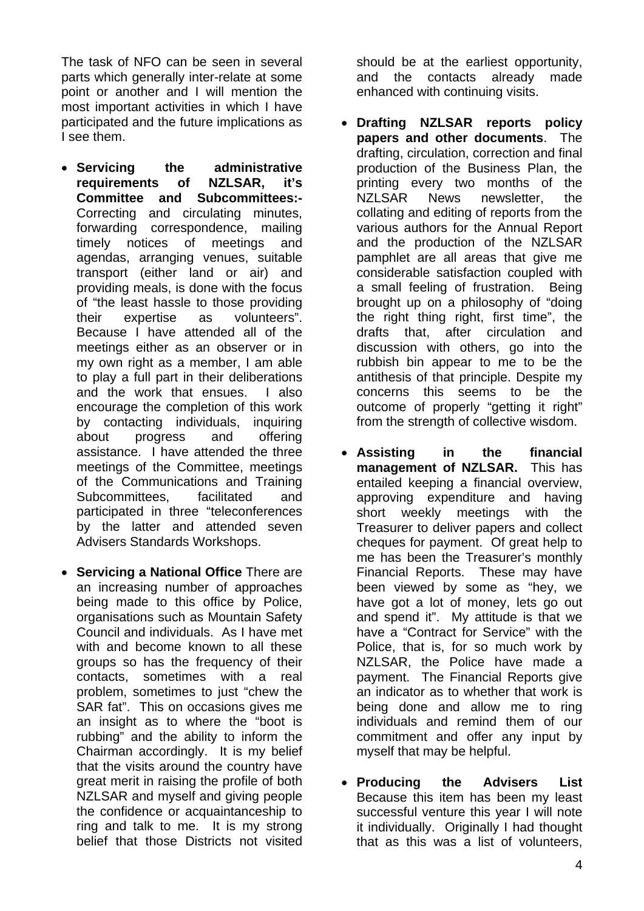The task of NFO can be seen in several parts which generally inter-relate at some point or another and I will mention the most important activities in which I have participated and the future implications as I see them.

- **Servicing the administrative requirements of NZLSAR, it's Committee and Subcommittees:-** Correcting and circulating minutes, forwarding correspondence, mailing timely notices of meetings and agendas, arranging venues, suitable transport (either land or air) and providing meals, is done with the focus of "the least hassle to those providing their expertise as volunteers". Because I have attended all of the meetings either as an observer or in my own right as a member, I am able to play a full part in their deliberations and the work that ensues. I also encourage the completion of this work by contacting individuals, inquiring about progress and offering assistance. I have attended the three meetings of the Committee, meetings of the Communications and Training Subcommittees, facilitated and participated in three "teleconferences by the latter and attended seven Advisers Standards Workshops.

- **Servicing a National Office** There are an increasing number of approaches being made to this office by Police, organisations such as Mountain Safety Council and individuals. As I have met with and become known to all these groups so has the frequency of their contacts, sometimes with a real problem, sometimes to just "chew the SAR fat". This on occasions gives me an insight as to where the "boot is rubbing" and the ability to inform the Chairman accordingly. It is my belief that the visits around the country have great merit in raising the profile of both NZLSAR and myself and giving people the confidence or acquaintanceship to ring and talk to me. It is my strong belief that those Districts not visited should be at the earliest opportunity, and the contacts already made enhanced with continuing visits.

- **Drafting NZLSAR reports policy papers and other documents**. The drafting, circulation, correction and final production of the Business Plan, the printing every two months of the NZLSAR News newsletter, the collating and editing of reports from the various authors for the Annual Report and the production of the NZLSAR pamphlet are all areas that give me considerable satisfaction coupled with a small feeling of frustration. Being brought up on a philosophy of "doing the right thing right, first time", the drafts that, after circulation and discussion with others, go into the rubbish bin appear to me to be the antithesis of that principle. Despite my concerns this seems to be the outcome of properly "getting it right" from the strength of collective wisdom.

- **Assisting in the financial management of NZLSAR.** This has entailed keeping a financial overview, approving expenditure and having short weekly meetings with the Treasurer to deliver papers and collect cheques for payment. Of great help to me has been the Treasurer's monthly Financial Reports. These may have been viewed by some as "hey, we have got a lot of money, lets go out and spend it". My attitude is that we have a "Contract for Service" with the Police, that is, for so much work by NZLSAR, the Police have made a payment. The Financial Reports give an indicator as to whether that work is being done and allow me to ring individuals and remind them of our commitment and offer any input by myself that may be helpful.

- **Producing the Advisers List** Because this item has been my least successful venture this year I will note it individually. Originally I had thought that as this was a list of volunteers,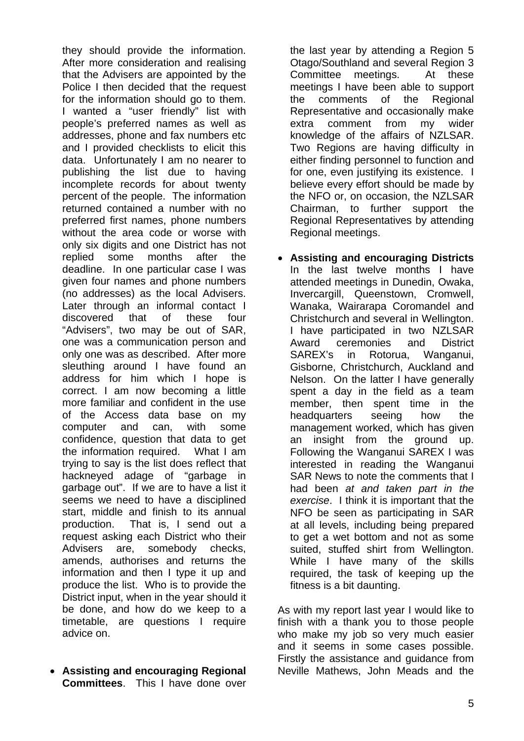they should provide the information. After more consideration and realising that the Advisers are appointed by the Police I then decided that the request for the information should go to them. I wanted a "user friendly" list with people's preferred names as well as addresses, phone and fax numbers etc and I provided checklists to elicit this data. Unfortunately I am no nearer to publishing the list due to having incomplete records for about twenty percent of the people. The information returned contained a number with no preferred first names, phone numbers without the area code or worse with only six digits and one District has not replied some months after the deadline. In one particular case I was given four names and phone numbers (no addresses) as the local Advisers. Later through an informal contact I discovered that of these four "Advisers", two may be out of SAR, one was a communication person and only one was as described. After more sleuthing around I have found an address for him which I hope is correct. I am now becoming a little more familiar and confident in the use of the Access data base on my computer and can, with some confidence, question that data to get the information required. What I am trying to say is the list does reflect that hackneyed adage of "garbage in garbage out". If we are to have a list it seems we need to have a disciplined start, middle and finish to its annual production. That is, I send out a request asking each District who their Advisers are, somebody checks, amends, authorises and returns the information and then I type it up and produce the list. Who is to provide the District input, when in the year should it be done, and how do we keep to a timetable, are questions I require advice on.

- **Assisting and encouraging Regional Committees**. This I have done over the last year by attending a Region 5 Otago/Southland and several Region 3 Committee meetings. At these meetings I have been able to support the comments of the Regional Representative and occasionally make extra comment from my wider knowledge of the affairs of NZLSAR. Two Regions are having difficulty in either finding personnel to function and for one, even justifying its existence. I believe every effort should be made by the NFO or, on occasion, the NZLSAR Chairman, to further support the Regional Representatives by attending Regional meetings.

- **Assisting and encouraging Districts** In the last twelve months I have attended meetings in Dunedin, Owaka, Invercargill, Queenstown, Cromwell, Wanaka, Wairarapa Coromandel and Christchurch and several in Wellington. I have participated in two NZLSAR Award ceremonies and District SAREX's in Rotorua, Wanganui, Gisborne, Christchurch, Auckland and Nelson. On the latter I have generally spent a day in the field as a team member, then spent time in the headquarters seeing how the management worked, which has given an insight from the ground up. Following the Wanganui SAREX I was interested in reading the Wanganui SAR News to note the comments that I had been *at and taken part in the exercise*. I think it is important that the NFO be seen as participating in SAR at all levels, including being prepared to get a wet bottom and not as some suited, stuffed shirt from Wellington. While I have many of the skills required, the task of keeping up the fitness is a bit daunting.

As with my report last year I would like to finish with a thank you to those people who make my job so very much easier and it seems in some cases possible. Firstly the assistance and guidance from Neville Mathews, John Meads and the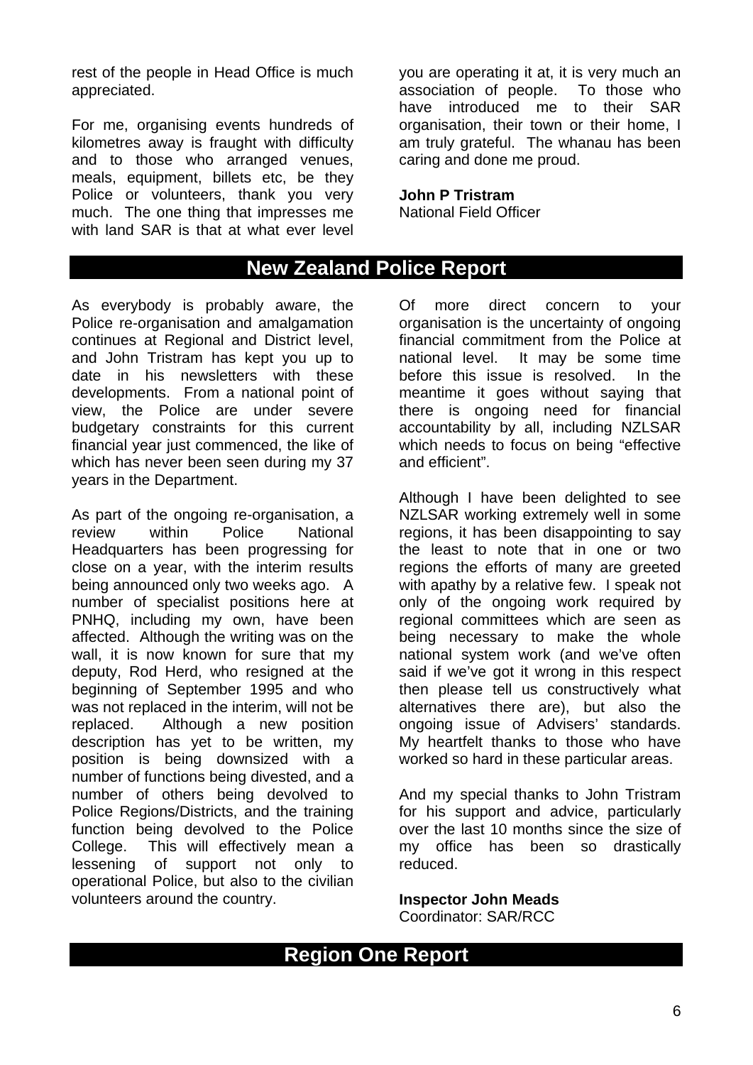rest of the people in Head Office is much appreciated.

For me, organising events hundreds of kilometres away is fraught with difficulty and to those who arranged venues, meals, equipment, billets etc, be they Police or volunteers, thank you very much. The one thing that impresses me with land SAR is that at what ever level you are operating it at, it is very much an association of people. To those who have introduced me to their SAR organisation, their town or their home, I am truly grateful. The whanau has been caring and done me proud.

**John P Tristram**
National Field Officer

## New Zealand Police Report

As everybody is probably aware, the Police re-organisation and amalgamation continues at Regional and District level, and John Tristram has kept you up to date in his newsletters with these developments. From a national point of view, the Police are under severe budgetary constraints for this current financial year just commenced, the like of which has never been seen during my 37 years in the Department.

As part of the ongoing re-organisation, a review within Police National Headquarters has been progressing for close on a year, with the interim results being announced only two weeks ago. A number of specialist positions here at PNHQ, including my own, have been affected. Although the writing was on the wall, it is now known for sure that my deputy, Rod Herd, who resigned at the beginning of September 1995 and who was not replaced in the interim, will not be replaced. Although a new position description has yet to be written, my position is being downsized with a number of functions being divested, and a number of others being devolved to Police Regions/Districts, and the training function being devolved to the Police College. This will effectively mean a lessening of support not only to operational Police, but also to the civilian volunteers around the country.

Of more direct concern to your organisation is the uncertainty of ongoing financial commitment from the Police at national level. It may be some time before this issue is resolved. In the meantime it goes without saying that there is ongoing need for financial accountability by all, including NZLSAR which needs to focus on being "effective and efficient".

Although I have been delighted to see NZLSAR working extremely well in some regions, it has been disappointing to say the least to note that in one or two regions the efforts of many are greeted with apathy by a relative few. I speak not only of the ongoing work required by regional committees which are seen as being necessary to make the whole national system work (and we've often said if we've got it wrong in this respect then please tell us constructively what alternatives there are), but also the ongoing issue of Advisers' standards. My heartfelt thanks to those who have worked so hard in these particular areas.

And my special thanks to John Tristram for his support and advice, particularly over the last 10 months since the size of my office has been so drastically reduced.

**Inspector John Meads**
Coordinator: SAR/RCC

## Region One Report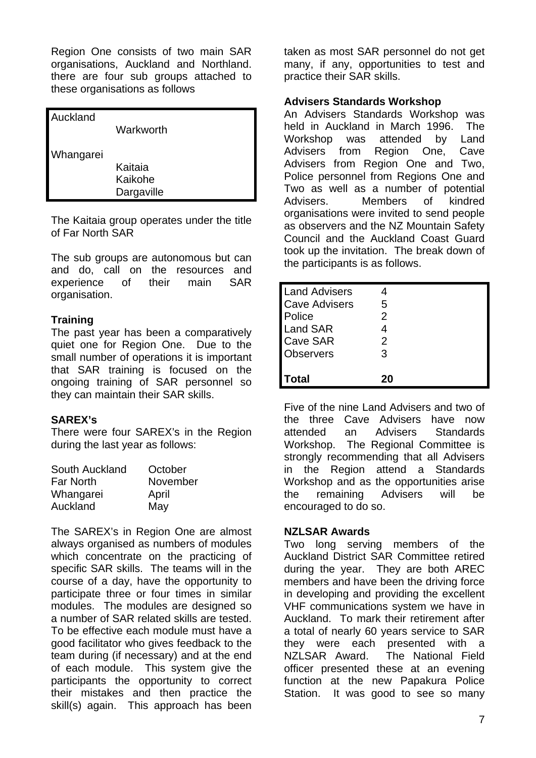Region One consists of two main SAR organisations, Auckland and Northland. there are four sub groups attached to these organisations as follows

| | |
|---|---|
| Auckland | |
| | Warkworth |
| Whangarei | |
| | Kaitaia |
| | Kaikohe |
| | Dargaville |

The Kaitaia group operates under the title of Far North SAR

The sub groups are autonomous but can and do, call on the resources and experience of their main SAR organisation.

**Training**

The past year has been a comparatively quiet one for Region One. Due to the small number of operations it is important that SAR training is focused on the ongoing training of SAR personnel so they can maintain their SAR skills.

**SAREX's**

There were four SAREX's in the Region during the last year as follows:

| | |
|---|---|
| South Auckland | October |
| Far North | November |
| Whangarei | April |
| Auckland | May |

The SAREX's in Region One are almost always organised as numbers of modules which concentrate on the practicing of specific SAR skills. The teams will in the course of a day, have the opportunity to participate three or four times in similar modules. The modules are designed so a number of SAR related skills are tested. To be effective each module must have a good facilitator who gives feedback to the team during (if necessary) and at the end of each module. This system give the participants the opportunity to correct their mistakes and then practice the skill(s) again. This approach has been taken as most SAR personnel do not get many, if any, opportunities to test and practice their SAR skills.

**Advisers Standards Workshop**

An Advisers Standards Workshop was held in Auckland in March 1996. The Workshop was attended by Land Advisers from Region One, Cave Advisers from Region One and Two, Police personnel from Regions One and Two as well as a number of potential Advisers. Members of kindred organisations were invited to send people as observers and the NZ Mountain Safety Council and the Auckland Coast Guard took up the invitation. The break down of the participants is as follows.

| | |
|---|---|
| Land Advisers | 4 |
| Cave Advisers | 5 |
| Police | 2 |
| Land SAR | 4 |
| Cave SAR | 2 |
| Observers | 3 |
| **Total** | **20** |

Five of the nine Land Advisers and two of the three Cave Advisers have now attended an Advisers Standards Workshop. The Regional Committee is strongly recommending that all Advisers in the Region attend a Standards Workshop and as the opportunities arise the remaining Advisers will be encouraged to do so.

**NZLSAR Awards**

Two long serving members of the Auckland District SAR Committee retired during the year. They are both AREC members and have been the driving force in developing and providing the excellent VHF communications system we have in Auckland. To mark their retirement after a total of nearly 60 years service to SAR they were each presented with a NZLSAR Award. The National Field officer presented these at an evening function at the new Papakura Police Station. It was good to see so many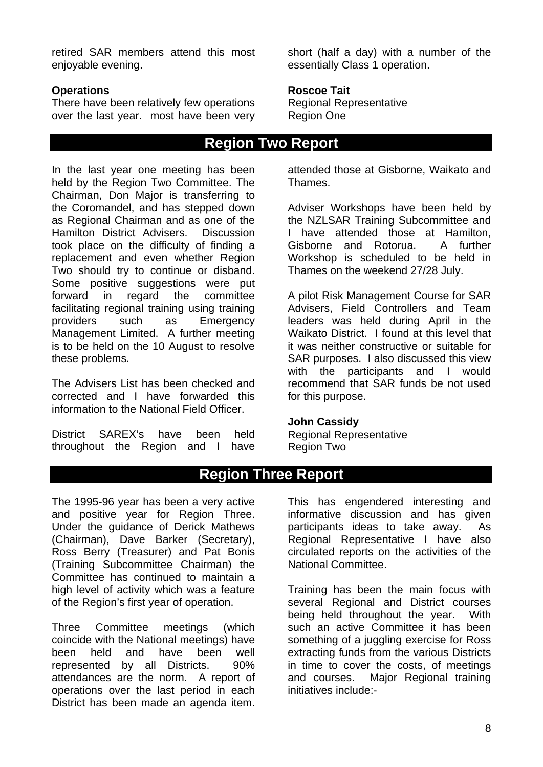retired SAR members attend this most enjoyable evening.

**Operations**

There have been relatively few operations over the last year. most have been very short (half a day) with a number of the essentially Class 1 operation.

**Roscoe Tait**
Regional Representative
Region One

## Region Two Report

In the last year one meeting has been held by the Region Two Committee. The Chairman, Don Major is transferring to the Coromandel, and has stepped down as Regional Chairman and as one of the Hamilton District Advisers. Discussion took place on the difficulty of finding a replacement and even whether Region Two should try to continue or disband. Some positive suggestions were put forward in regard the committee facilitating regional training using training providers such as Emergency Management Limited. A further meeting is to be held on the 10 August to resolve these problems.

The Advisers List has been checked and corrected and I have forwarded this information to the National Field Officer.

District SAREX's have been held throughout the Region and I have attended those at Gisborne, Waikato and Thames.

Adviser Workshops have been held by the NZLSAR Training Subcommittee and I have attended those at Hamilton, Gisborne and Rotorua. A further Workshop is scheduled to be held in Thames on the weekend 27/28 July.

A pilot Risk Management Course for SAR Advisers, Field Controllers and Team leaders was held during April in the Waikato District. I found at this level that it was neither constructive or suitable for SAR purposes. I also discussed this view with the participants and I would recommend that SAR funds be not used for this purpose.

**John Cassidy**
Regional Representative
Region Two

## Region Three Report

The 1995-96 year has been a very active and positive year for Region Three. Under the guidance of Derick Mathews (Chairman), Dave Barker (Secretary), Ross Berry (Treasurer) and Pat Bonis (Training Subcommittee Chairman) the Committee has continued to maintain a high level of activity which was a feature of the Region's first year of operation.

Three Committee meetings (which coincide with the National meetings) have been held and have been well represented by all Districts. 90% attendances are the norm. A report of operations over the last period in each District has been made an agenda item. This has engendered interesting and informative discussion and has given participants ideas to take away. As Regional Representative I have also circulated reports on the activities of the National Committee.

Training has been the main focus with several Regional and District courses being held throughout the year. With such an active Committee it has been something of a juggling exercise for Ross extracting funds from the various Districts in time to cover the costs, of meetings and courses. Major Regional training initiatives include:-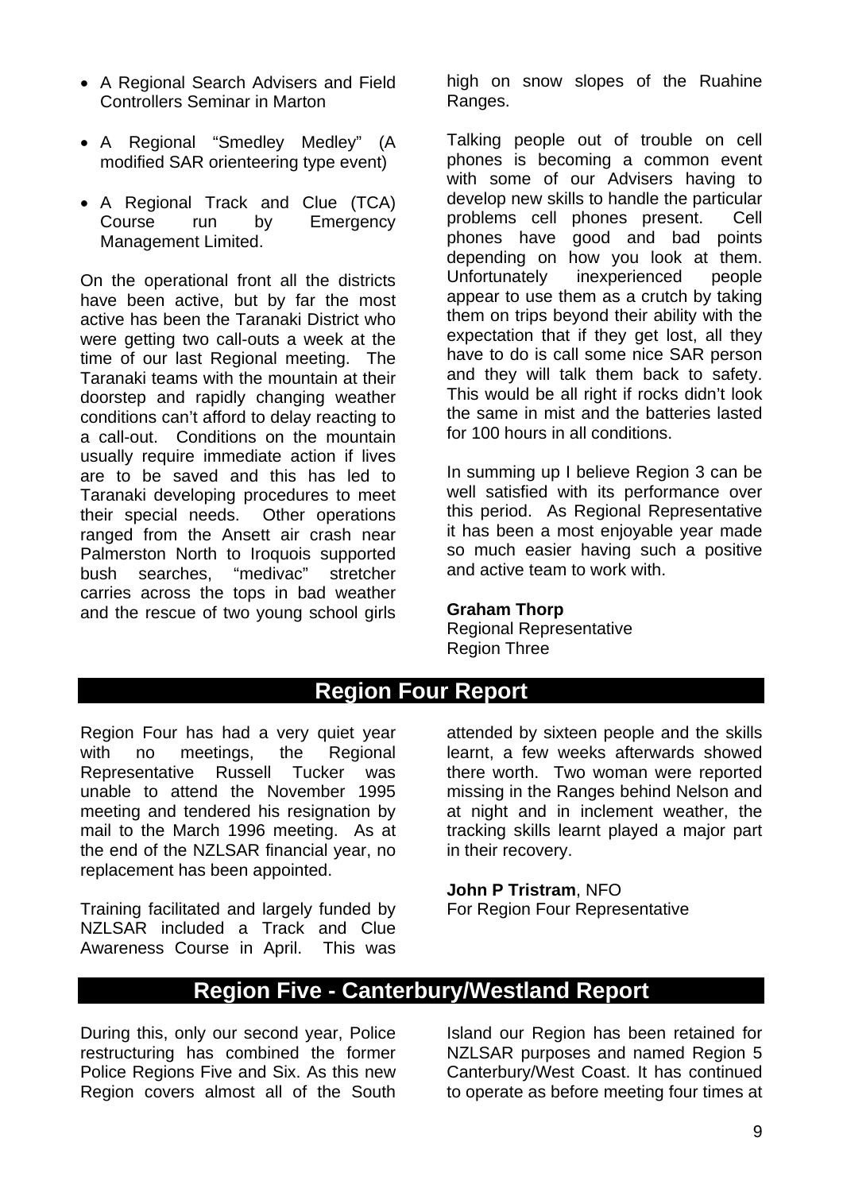- A Regional Search Advisers and Field Controllers Seminar in Marton
- A Regional "Smedley Medley" (A modified SAR orienteering type event)
- A Regional Track and Clue (TCA) Course run by Emergency Management Limited.

On the operational front all the districts have been active, but by far the most active has been the Taranaki District who were getting two call-outs a week at the time of our last Regional meeting. The Taranaki teams with the mountain at their doorstep and rapidly changing weather conditions can't afford to delay reacting to a call-out. Conditions on the mountain usually require immediate action if lives are to be saved and this has led to Taranaki developing procedures to meet their special needs. Other operations ranged from the Ansett air crash near Palmerston North to Iroquois supported bush searches, "medivac" stretcher carries across the tops in bad weather and the rescue of two young school girls high on snow slopes of the Ruahine Ranges.

Talking people out of trouble on cell phones is becoming a common event with some of our Advisers having to develop new skills to handle the particular problems cell phones present. Cell phones have good and bad points depending on how you look at them. Unfortunately inexperienced people appear to use them as a crutch by taking them on trips beyond their ability with the expectation that if they get lost, all they have to do is call some nice SAR person and they will talk them back to safety. This would be all right if rocks didn't look the same in mist and the batteries lasted for 100 hours in all conditions.

In summing up I believe Region 3 can be well satisfied with its performance over this period. As Regional Representative it has been a most enjoyable year made so much easier having such a positive and active team to work with.

**Graham Thorp**
Regional Representative
Region Three

## Region Four Report

Region Four has had a very quiet year with no meetings, the Regional Representative Russell Tucker was unable to attend the November 1995 meeting and tendered his resignation by mail to the March 1996 meeting. As at the end of the NZLSAR financial year, no replacement has been appointed.

Training facilitated and largely funded by NZLSAR included a Track and Clue Awareness Course in April. This was attended by sixteen people and the skills learnt, a few weeks afterwards showed there worth. Two woman were reported missing in the Ranges behind Nelson and at night and in inclement weather, the tracking skills learnt played a major part in their recovery.

**John P Tristram**, NFO
For Region Four Representative

## Region Five - Canterbury/Westland Report

During this, only our second year, Police restructuring has combined the former Police Regions Five and Six. As this new Region covers almost all of the South Island our Region has been retained for NZLSAR purposes and named Region 5 Canterbury/West Coast. It has continued to operate as before meeting four times at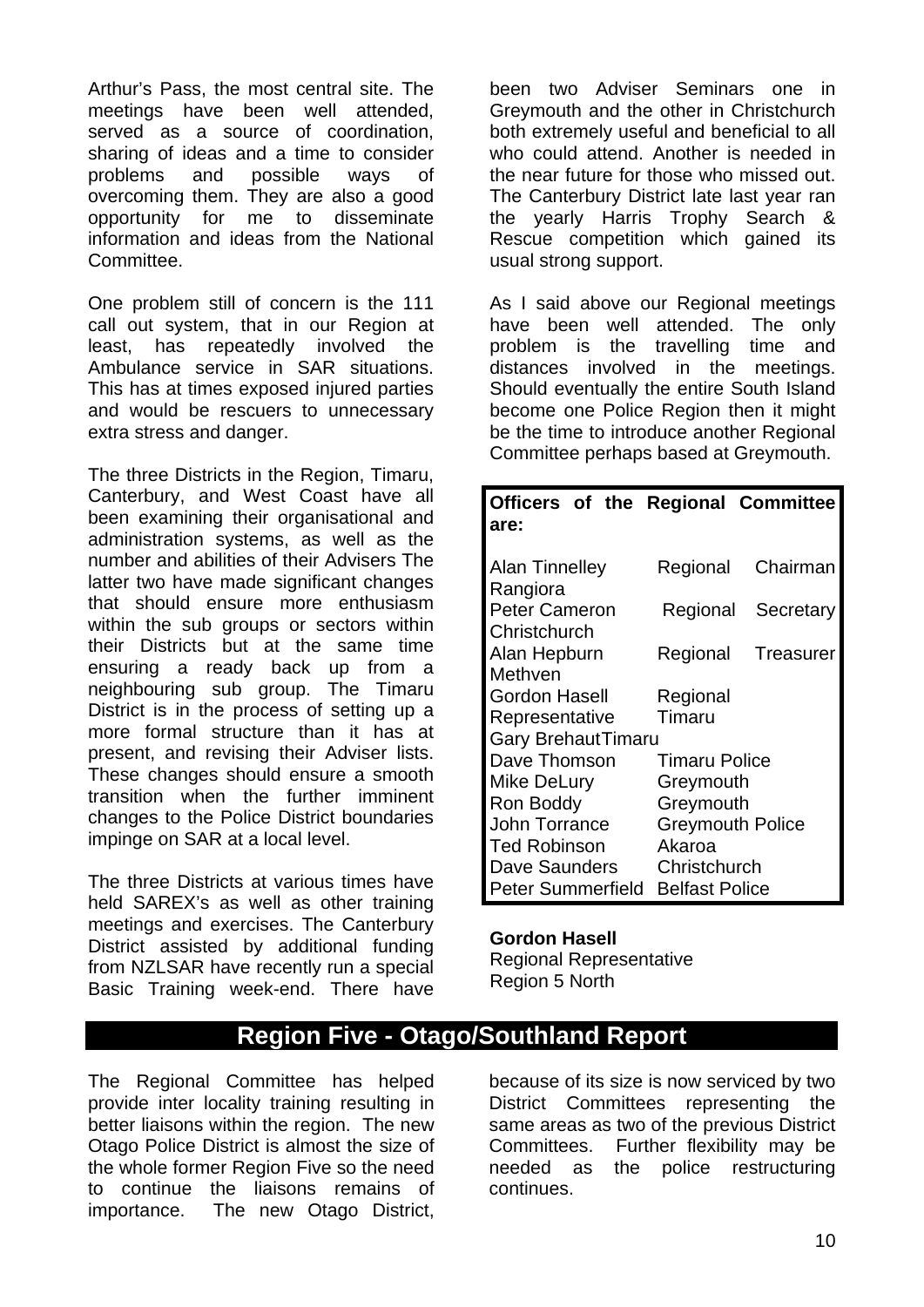Arthur's Pass, the most central site. The meetings have been well attended, served as a source of coordination, sharing of ideas and a time to consider problems and possible ways of overcoming them. They are also a good opportunity for me to disseminate information and ideas from the National Committee.

One problem still of concern is the 111 call out system, that in our Region at least, has repeatedly involved the Ambulance service in SAR situations. This has at times exposed injured parties and would be rescuers to unnecessary extra stress and danger.

The three Districts in the Region, Timaru, Canterbury, and West Coast have all been examining their organisational and administration systems, as well as the number and abilities of their Advisers The latter two have made significant changes that should ensure more enthusiasm within the sub groups or sectors within their Districts but at the same time ensuring a ready back up from a neighbouring sub group. The Timaru District is in the process of setting up a more formal structure than it has at present, and revising their Adviser lists. These changes should ensure a smooth transition when the further imminent changes to the Police District boundaries impinge on SAR at a local level.

The three Districts at various times have held SAREX's as well as other training meetings and exercises. The Canterbury District assisted by additional funding from NZLSAR have recently run a special Basic Training week-end. There have been two Adviser Seminars one in Greymouth and the other in Christchurch both extremely useful and beneficial to all who could attend. Another is needed in the near future for those who missed out. The Canterbury District late last year ran the yearly Harris Trophy Search & Rescue competition which gained its usual strong support.

As I said above our Regional meetings have been well attended. The only problem is the travelling time and distances involved in the meetings. Should eventually the entire South Island become one Police Region then it might be the time to introduce another Regional Committee perhaps based at Greymouth.

**Officers of the Regional Committee are:**

| Name | Role / Location |
|---|---|
| Alan Tinnelley Rangiora | Regional Chairman |
| Peter Cameron Christchurch | Regional Secretary |
| Alan Hepburn Methven | Regional Treasurer |
| Gordon Hasell | Regional Representative Timaru |
| Gary Brehaut | Timaru |
| Dave Thomson | Timaru Police |
| Mike DeLury | Greymouth |
| Ron Boddy | Greymouth |
| John Torrance | Greymouth Police |
| Ted Robinson | Akaroa |
| Dave Saunders | Christchurch |
| Peter Summerfield | Belfast Police |

**Gordon Hasell**
Regional Representative
Region 5 North

## Region Five - Otago/Southland Report

The Regional Committee has helped provide inter locality training resulting in better liaisons within the region. The new Otago Police District is almost the size of the whole former Region Five so the need to continue the liaisons remains of importance. The new Otago District, because of its size is now serviced by two District Committees representing the same areas as two of the previous District Committees. Further flexibility may be needed as the police restructuring continues.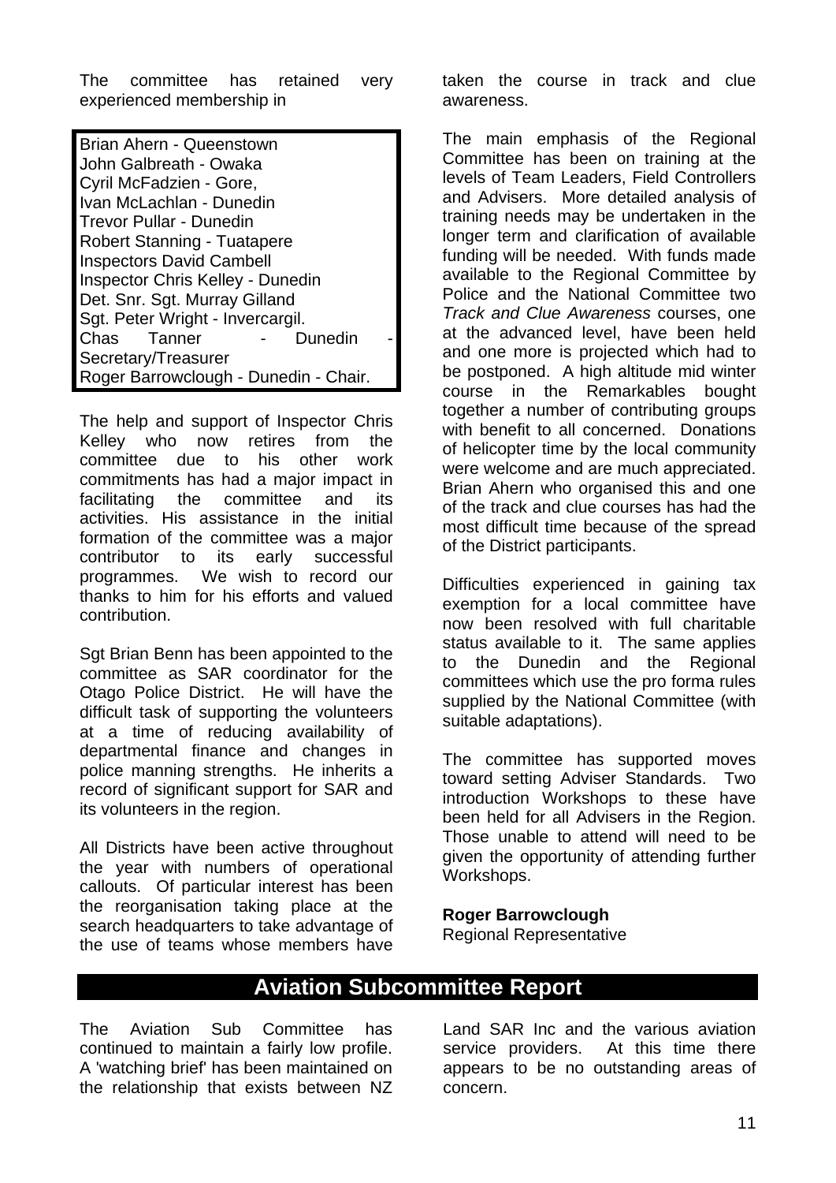The committee has retained very experienced membership in

Brian Ahern - Queenstown
John Galbreath - Owaka
Cyril McFadzien - Gore,
Ivan McLachlan - Dunedin
Trevor Pullar - Dunedin
Robert Stanning - Tuatapere
Inspectors David Cambell
Inspector Chris Kelley - Dunedin
Det. Snr. Sgt. Murray Gilland
Sgt. Peter Wright - Invercargil.
Chas Tanner - Dunedin - Secretary/Treasurer
Roger Barrowclough - Dunedin - Chair.

The help and support of Inspector Chris Kelley who now retires from the committee due to his other work commitments has had a major impact in facilitating the committee and its activities. His assistance in the initial formation of the committee was a major contributor to its early successful programmes. We wish to record our thanks to him for his efforts and valued contribution.

Sgt Brian Benn has been appointed to the committee as SAR coordinator for the Otago Police District. He will have the difficult task of supporting the volunteers at a time of reducing availability of departmental finance and changes in police manning strengths. He inherits a record of significant support for SAR and its volunteers in the region.

All Districts have been active throughout the year with numbers of operational callouts. Of particular interest has been the reorganisation taking place at the search headquarters to take advantage of the use of teams whose members have taken the course in track and clue awareness.

The main emphasis of the Regional Committee has been on training at the levels of Team Leaders, Field Controllers and Advisers. More detailed analysis of training needs may be undertaken in the longer term and clarification of available funding will be needed. With funds made available to the Regional Committee by Police and the National Committee two *Track and Clue Awareness* courses, one at the advanced level, have been held and one more is projected which had to be postponed. A high altitude mid winter course in the Remarkables bought together a number of contributing groups with benefit to all concerned. Donations of helicopter time by the local community were welcome and are much appreciated. Brian Ahern who organised this and one of the track and clue courses has had the most difficult time because of the spread of the District participants.

Difficulties experienced in gaining tax exemption for a local committee have now been resolved with full charitable status available to it. The same applies to the Dunedin and the Regional committees which use the pro forma rules supplied by the National Committee (with suitable adaptations).

The committee has supported moves toward setting Adviser Standards. Two introduction Workshops to these have been held for all Advisers in the Region. Those unable to attend will need to be given the opportunity of attending further Workshops.

**Roger Barrowclough**
Regional Representative

## Aviation Subcommittee Report

The Aviation Sub Committee has continued to maintain a fairly low profile. A 'watching brief' has been maintained on the relationship that exists between NZ Land SAR Inc and the various aviation service providers. At this time there appears to be no outstanding areas of concern.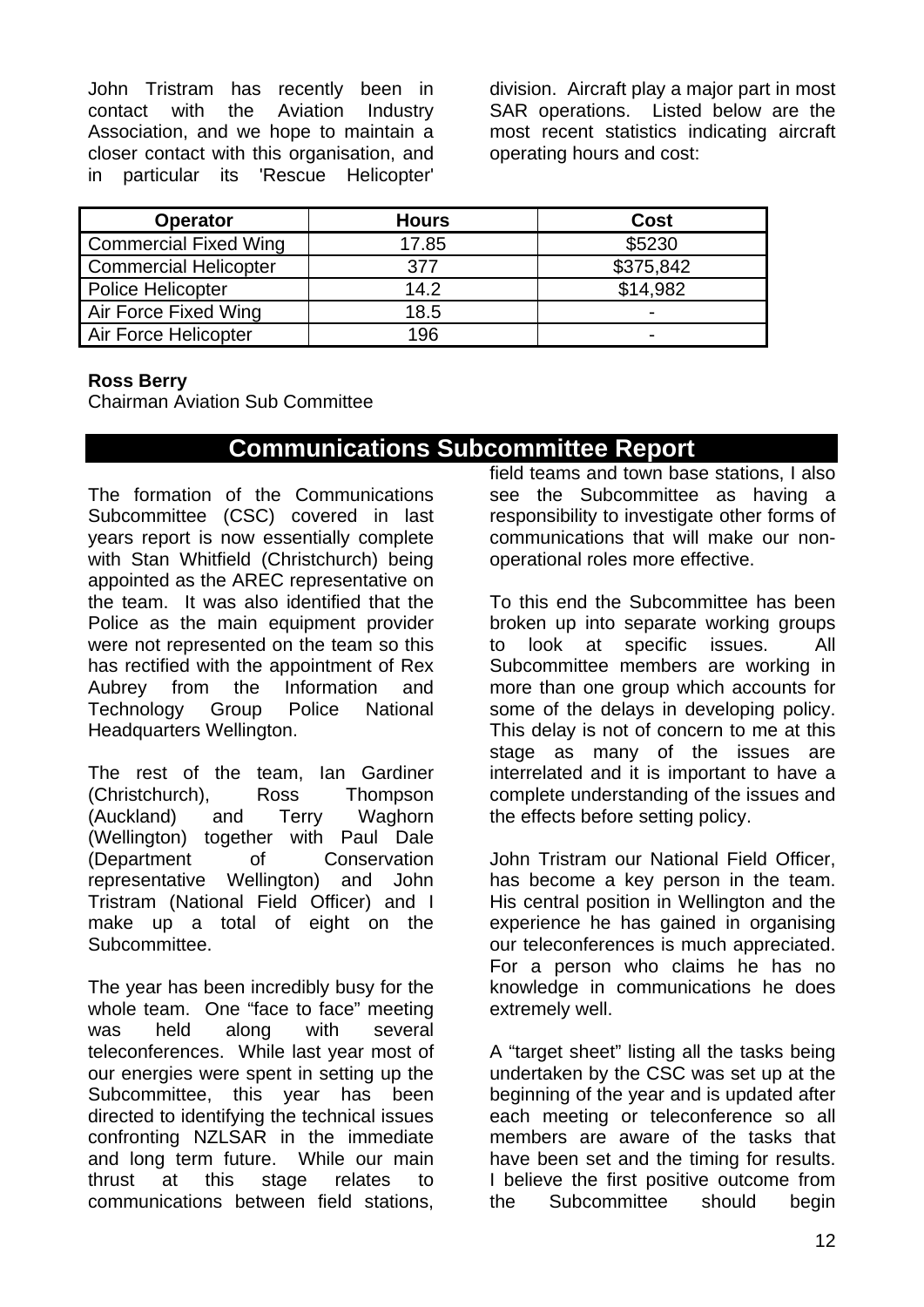John Tristram has recently been in contact with the Aviation Industry Association, and we hope to maintain a closer contact with this organisation, and in particular its 'Rescue Helicopter' division. Aircraft play a major part in most SAR operations. Listed below are the most recent statistics indicating aircraft operating hours and cost:

| Operator | Hours | Cost |
|---|---|---|
| Commercial Fixed Wing | 17.85 | $5230 |
| Commercial Helicopter | 377 | $375,842 |
| Police Helicopter | 14.2 | $14,982 |
| Air Force Fixed Wing | 18.5 | - |
| Air Force Helicopter | 196 | - |

**Ross Berry**
Chairman Aviation Sub Committee

## Communications Subcommittee Report

The formation of the Communications Subcommittee (CSC) covered in last years report is now essentially complete with Stan Whitfield (Christchurch) being appointed as the AREC representative on the team. It was also identified that the Police as the main equipment provider were not represented on the team so this has rectified with the appointment of Rex Aubrey from the Information and Technology Group Police National Headquarters Wellington.

The rest of the team, Ian Gardiner (Christchurch), Ross Thompson (Auckland) and Terry Waghorn (Wellington) together with Paul Dale (Department of Conservation representative Wellington) and John Tristram (National Field Officer) and I make up a total of eight on the Subcommittee.

The year has been incredibly busy for the whole team. One "face to face" meeting was held along with several teleconferences. While last year most of our energies were spent in setting up the Subcommittee, this year has been directed to identifying the technical issues confronting NZLSAR in the immediate and long term future. While our main thrust at this stage relates to communications between field stations, field teams and town base stations, I also see the Subcommittee as having a responsibility to investigate other forms of communications that will make our non-operational roles more effective.

To this end the Subcommittee has been broken up into separate working groups to look at specific issues. All Subcommittee members are working in more than one group which accounts for some of the delays in developing policy. This delay is not of concern to me at this stage as many of the issues are interrelated and it is important to have a complete understanding of the issues and the effects before setting policy.

John Tristram our National Field Officer, has become a key person in the team. His central position in Wellington and the experience he has gained in organising our teleconferences is much appreciated. For a person who claims he has no knowledge in communications he does extremely well.

A "target sheet" listing all the tasks being undertaken by the CSC was set up at the beginning of the year and is updated after each meeting or teleconference so all members are aware of the tasks that have been set and the timing for results. I believe the first positive outcome from the Subcommittee should begin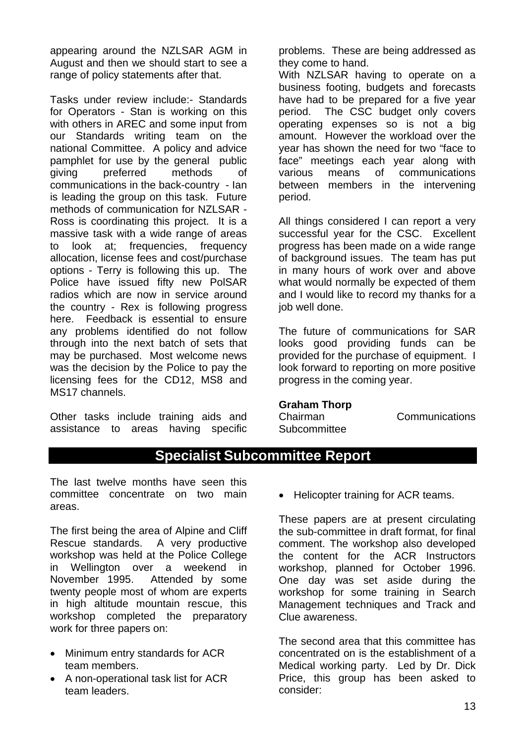appearing around the NZLSAR AGM in August and then we should start to see a range of policy statements after that.

Tasks under review include:- Standards for Operators - Stan is working on this with others in AREC and some input from our Standards writing team on the national Committee. A policy and advice pamphlet for use by the general public giving preferred methods of communications in the back-country - Ian is leading the group on this task. Future methods of communication for NZLSAR - Ross is coordinating this project. It is a massive task with a wide range of areas to look at; frequencies, frequency allocation, license fees and cost/purchase options - Terry is following this up. The Police have issued fifty new PolSAR radios which are now in service around the country - Rex is following progress here. Feedback is essential to ensure any problems identified do not follow through into the next batch of sets that may be purchased. Most welcome news was the decision by the Police to pay the licensing fees for the CD12, MS8 and MS17 channels.

Other tasks include training aids and assistance to areas having specific problems. These are being addressed as they come to hand.

With NZLSAR having to operate on a business footing, budgets and forecasts have had to be prepared for a five year period. The CSC budget only covers operating expenses so is not a big amount. However the workload over the year has shown the need for two "face to face" meetings each year along with various means of communications between members in the intervening period.

All things considered I can report a very successful year for the CSC. Excellent progress has been made on a wide range of background issues. The team has put in many hours of work over and above what would normally be expected of them and I would like to record my thanks for a job well done.

The future of communications for SAR looks good providing funds can be provided for the purchase of equipment. I look forward to reporting on more positive progress in the coming year.

**Graham Thorp**
Chairman Communications Subcommittee

## Specialist Subcommittee Report

The last twelve months have seen this committee concentrate on two main areas.

The first being the area of Alpine and Cliff Rescue standards. A very productive workshop was held at the Police College in Wellington over a weekend in November 1995. Attended by some twenty people most of whom are experts in high altitude mountain rescue, this workshop completed the preparatory work for three papers on:

- Minimum entry standards for ACR team members.
- A non-operational task list for ACR team leaders.
- Helicopter training for ACR teams.

These papers are at present circulating the sub-committee in draft format, for final comment. The workshop also developed the content for the ACR Instructors workshop, planned for October 1996. One day was set aside during the workshop for some training in Search Management techniques and Track and Clue awareness.

The second area that this committee has concentrated on is the establishment of a Medical working party. Led by Dr. Dick Price, this group has been asked to consider: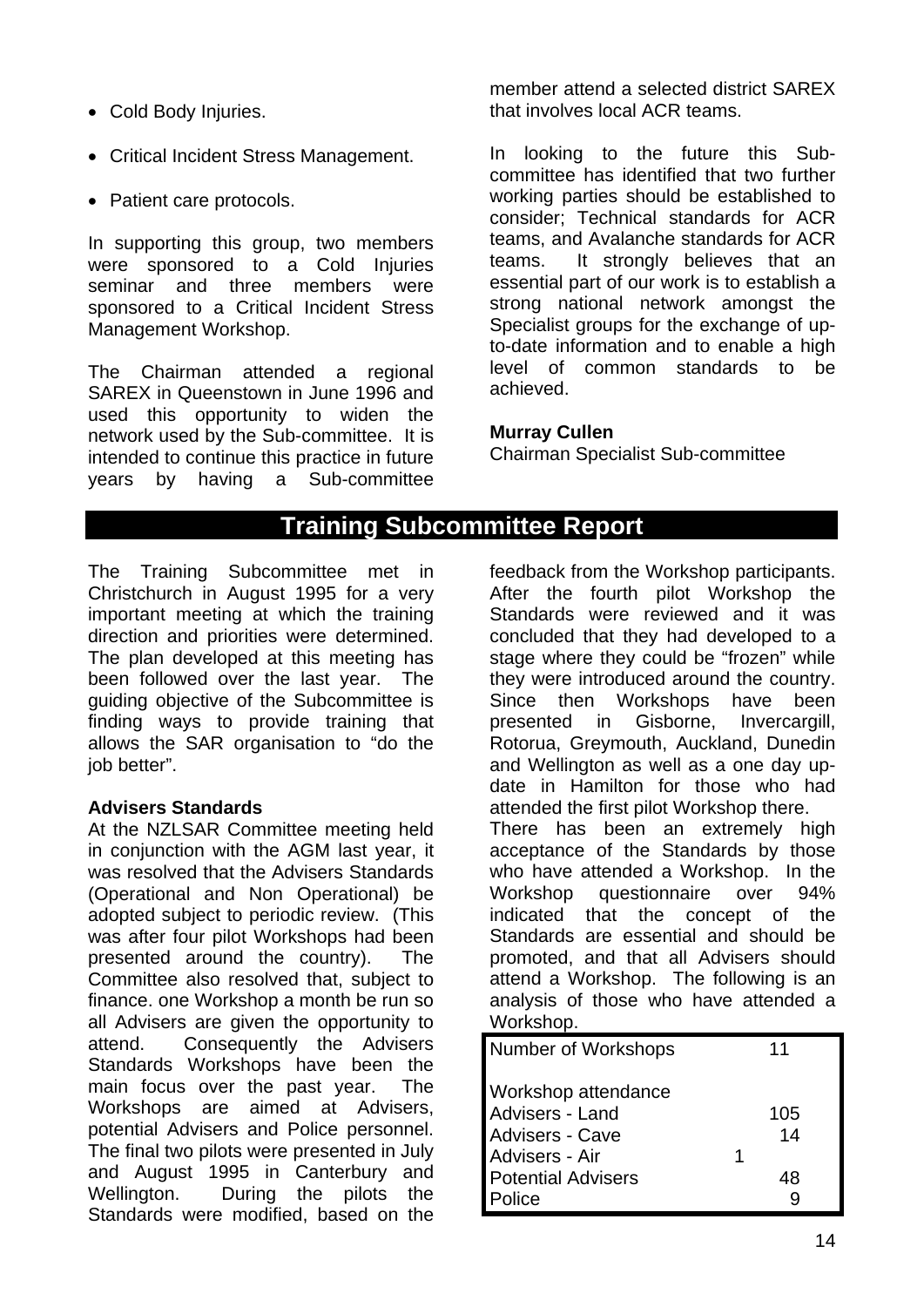- Cold Body Injuries.
- Critical Incident Stress Management.
- Patient care protocols.

In supporting this group, two members were sponsored to a Cold Injuries seminar and three members were sponsored to a Critical Incident Stress Management Workshop.

The Chairman attended a regional SAREX in Queenstown in June 1996 and used this opportunity to widen the network used by the Sub-committee. It is intended to continue this practice in future years by having a Sub-committee member attend a selected district SAREX that involves local ACR teams.

In looking to the future this Sub-committee has identified that two further working parties should be established to consider; Technical standards for ACR teams, and Avalanche standards for ACR teams. It strongly believes that an essential part of our work is to establish a strong national network amongst the Specialist groups for the exchange of up-to-date information and to enable a high level of common standards to be achieved.

**Murray Cullen**
Chairman Specialist Sub-committee

## Training Subcommittee Report

The Training Subcommittee met in Christchurch in August 1995 for a very important meeting at which the training direction and priorities were determined. The plan developed at this meeting has been followed over the last year. The guiding objective of the Subcommittee is finding ways to provide training that allows the SAR organisation to "do the job better".

**Advisers Standards**
At the NZLSAR Committee meeting held in conjunction with the AGM last year, it was resolved that the Advisers Standards (Operational and Non Operational) be adopted subject to periodic review. (This was after four pilot Workshops had been presented around the country). The Committee also resolved that, subject to finance. one Workshop a month be run so all Advisers are given the opportunity to attend. Consequently the Advisers Standards Workshops have been the main focus over the past year. The Workshops are aimed at Advisers, potential Advisers and Police personnel. The final two pilots were presented in July and August 1995 in Canterbury and Wellington. During the pilots the Standards were modified, based on the feedback from the Workshop participants. After the fourth pilot Workshop the Standards were reviewed and it was concluded that they had developed to a stage where they could be "frozen" while they were introduced around the country. Since then Workshops have been presented in Gisborne, Invercargill, Rotorua, Greymouth, Auckland, Dunedin and Wellington as well as a one day up-date in Hamilton for those who had attended the first pilot Workshop there.
There has been an extremely high acceptance of the Standards by those who have attended a Workshop. In the Workshop questionnaire over 94% indicated that the concept of the Standards are essential and should be promoted, and that all Advisers should attend a Workshop. The following is an analysis of those who have attended a Workshop.

| Number of Workshops | 11 |
|---|---|
| **Workshop attendance** | |
| Advisers - Land | 105 |
| Advisers - Cave | 14 |
| Advisers - Air | 1 |
| Potential Advisers | 48 |
| Police | 9 |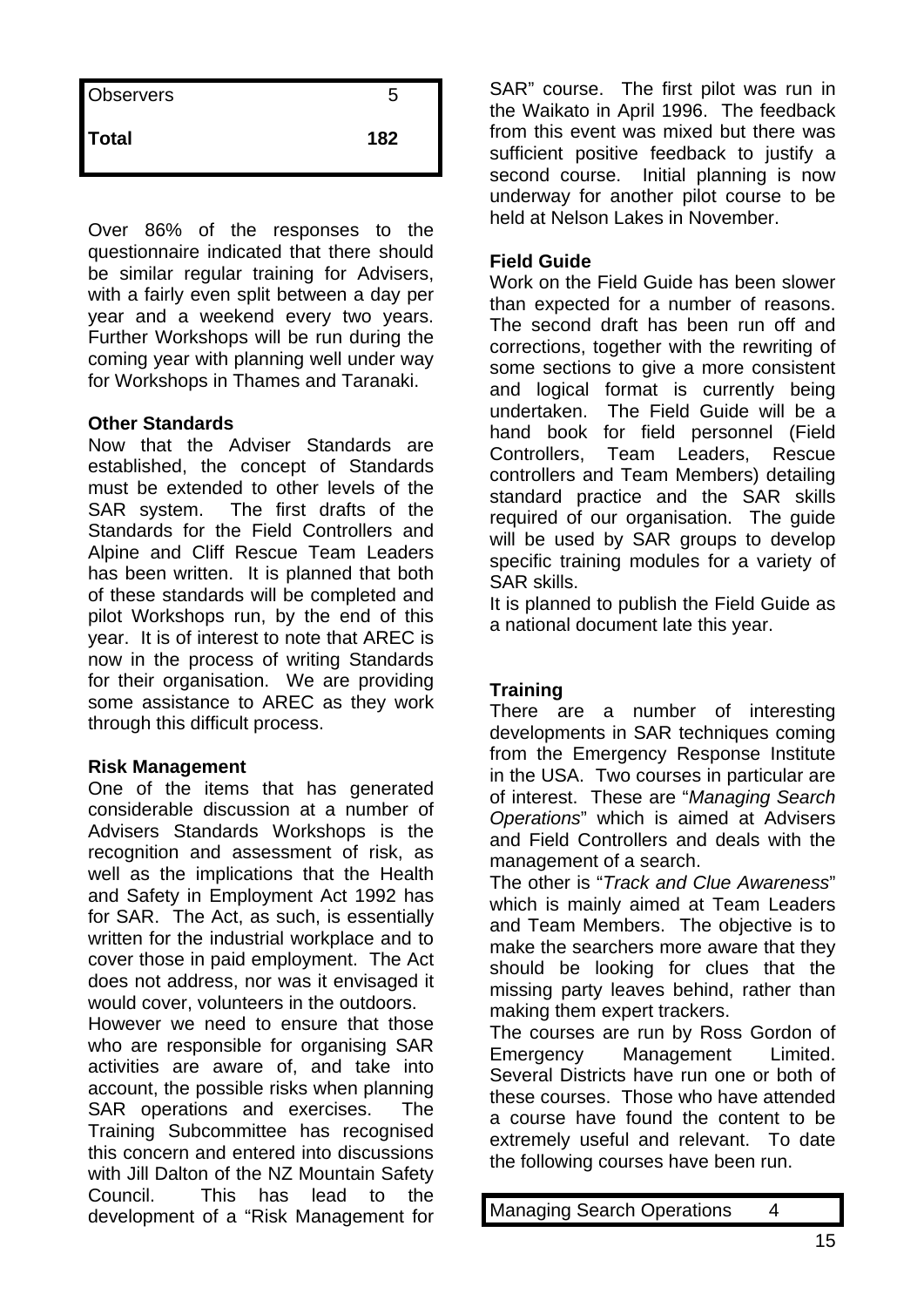| Observers | 5 |
|---|---|
| **Total** | **182** |

Over 86% of the responses to the questionnaire indicated that there should be similar regular training for Advisers, with a fairly even split between a day per year and a weekend every two years. Further Workshops will be run during the coming year with planning well under way for Workshops in Thames and Taranaki.

### Other Standards

Now that the Adviser Standards are established, the concept of Standards must be extended to other levels of the SAR system. The first drafts of the Standards for the Field Controllers and Alpine and Cliff Rescue Team Leaders has been written. It is planned that both of these standards will be completed and pilot Workshops run, by the end of this year. It is of interest to note that AREC is now in the process of writing Standards for their organisation. We are providing some assistance to AREC as they work through this difficult process.

### Risk Management

One of the items that has generated considerable discussion at a number of Advisers Standards Workshops is the recognition and assessment of risk, as well as the implications that the Health and Safety in Employment Act 1992 has for SAR. The Act, as such, is essentially written for the industrial workplace and to cover those in paid employment. The Act does not address, nor was it envisaged it would cover, volunteers in the outdoors.

However we need to ensure that those who are responsible for organising SAR activities are aware of, and take into account, the possible risks when planning SAR operations and exercises. The Training Subcommittee has recognised this concern and entered into discussions with Jill Dalton of the NZ Mountain Safety Council. This has lead to the development of a "Risk Management for SAR" course. The first pilot was run in the Waikato in April 1996. The feedback from this event was mixed but there was sufficient positive feedback to justify a second course. Initial planning is now underway for another pilot course to be held at Nelson Lakes in November.

### Field Guide

Work on the Field Guide has been slower than expected for a number of reasons. The second draft has been run off and corrections, together with the rewriting of some sections to give a more consistent and logical format is currently being undertaken. The Field Guide will be a hand book for field personnel (Field Controllers, Team Leaders, Rescue controllers and Team Members) detailing standard practice and the SAR skills required of our organisation. The guide will be used by SAR groups to develop specific training modules for a variety of SAR skills.

It is planned to publish the Field Guide as a national document late this year.

### Training

There are a number of interesting developments in SAR techniques coming from the Emergency Response Institute in the USA. Two courses in particular are of interest. These are "*Managing Search Operations*" which is aimed at Advisers and Field Controllers and deals with the management of a search.

The other is "*Track and Clue Awareness*" which is mainly aimed at Team Leaders and Team Members. The objective is to make the searchers more aware that they should be looking for clues that the missing party leaves behind, rather than making them expert trackers.

The courses are run by Ross Gordon of Emergency Management Limited. Several Districts have run one or both of these courses. Those who have attended a course have found the content to be extremely useful and relevant. To date the following courses have been run.

| Managing Search Operations | 4 |
|---|---|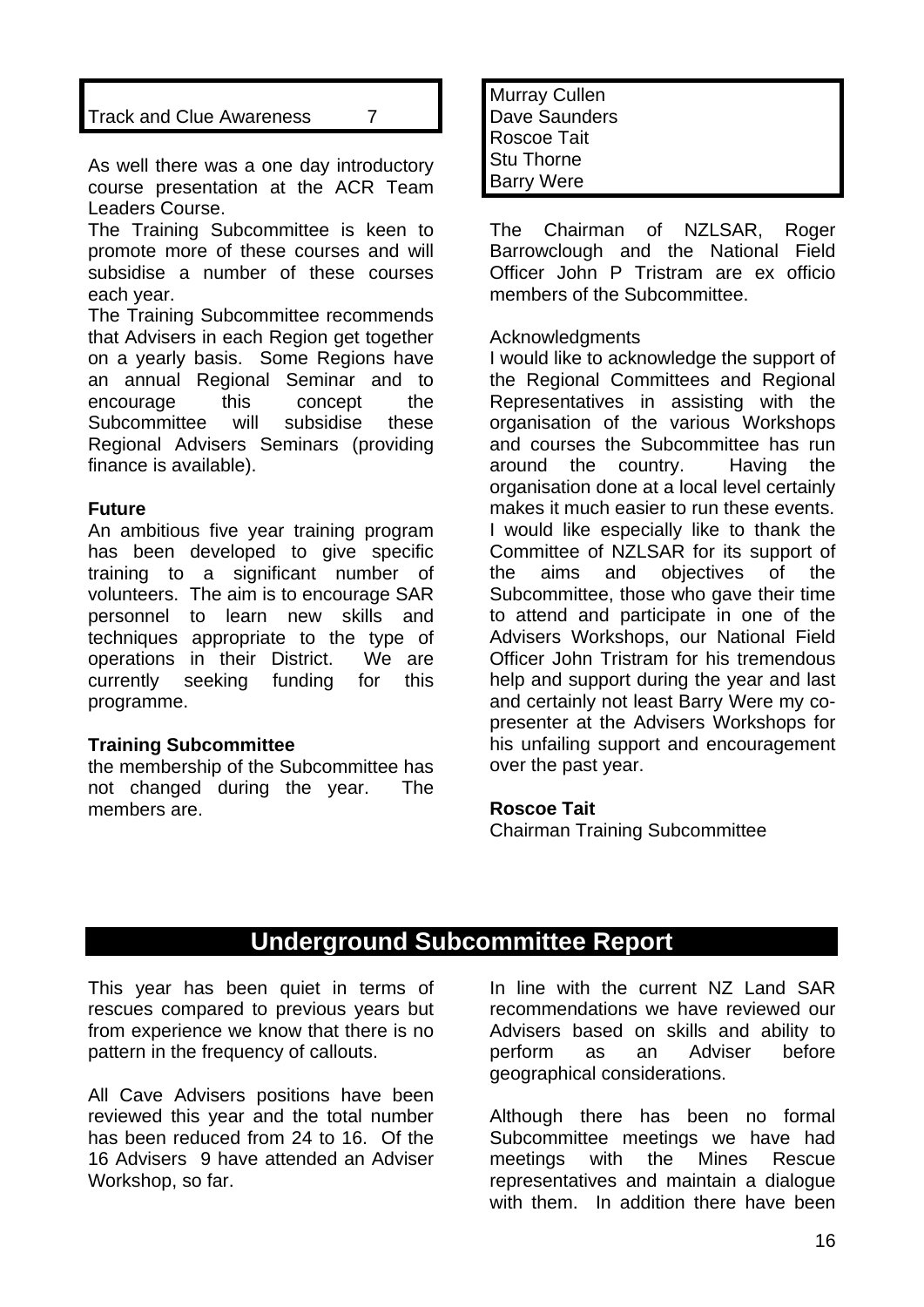| Track and Clue Awareness | 7 |
|---|---|

As well there was a one day introductory course presentation at the ACR Team Leaders Course.

The Training Subcommittee is keen to promote more of these courses and will subsidise a number of these courses each year.

The Training Subcommittee recommends that Advisers in each Region get together on a yearly basis. Some Regions have an annual Regional Seminar and to encourage this concept the Subcommittee will subsidise these Regional Advisers Seminars (providing finance is available).

**Future**

An ambitious five year training program has been developed to give specific training to a significant number of volunteers. The aim is to encourage SAR personnel to learn new skills and techniques appropriate to the type of operations in their District. We are currently seeking funding for this programme.

**Training Subcommittee**

the membership of the Subcommittee has not changed during the year. The members are.

| Murray Cullen |
|---|
| Dave Saunders |
| Roscoe Tait |
| Stu Thorne |
| Barry Were |

The Chairman of NZLSAR, Roger Barrowclough and the National Field Officer John P Tristram are ex officio members of the Subcommittee.

Acknowledgments

I would like to acknowledge the support of the Regional Committees and Regional Representatives in assisting with the organisation of the various Workshops and courses the Subcommittee has run around the country. Having the organisation done at a local level certainly makes it much easier to run these events. I would like especially like to thank the Committee of NZLSAR for its support of the aims and objectives of the Subcommittee, those who gave their time to attend and participate in one of the Advisers Workshops, our National Field Officer John Tristram for his tremendous help and support during the year and last and certainly not least Barry Were my co-presenter at the Advisers Workshops for his unfailing support and encouragement over the past year.

**Roscoe Tait**
Chairman Training Subcommittee

## Underground Subcommittee Report

This year has been quiet in terms of rescues compared to previous years but from experience we know that there is no pattern in the frequency of callouts.

All Cave Advisers positions have been reviewed this year and the total number has been reduced from 24 to 16. Of the 16 Advisers 9 have attended an Adviser Workshop, so far.

In line with the current NZ Land SAR recommendations we have reviewed our Advisers based on skills and ability to perform as an Adviser before geographical considerations.

Although there has been no formal Subcommittee meetings we have had meetings with the Mines Rescue representatives and maintain a dialogue with them. In addition there have been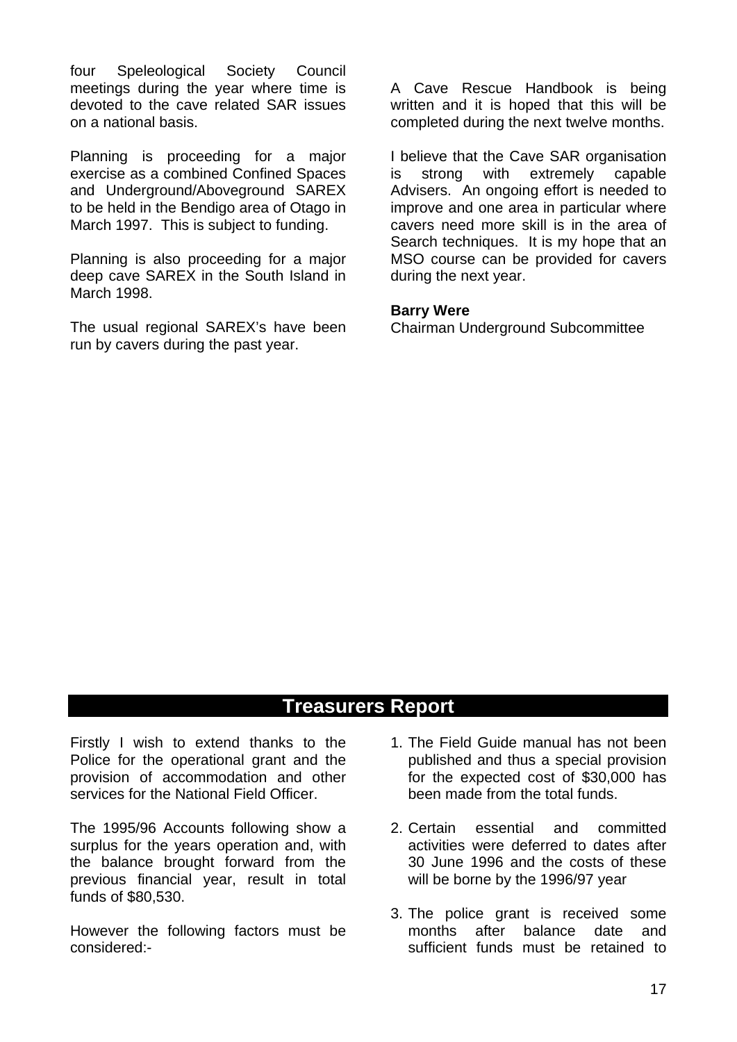four Speleological Society Council meetings during the year where time is devoted to the cave related SAR issues on a national basis.

Planning is proceeding for a major exercise as a combined Confined Spaces and Underground/Aboveground SAREX to be held in the Bendigo area of Otago in March 1997. This is subject to funding.

Planning is also proceeding for a major deep cave SAREX in the South Island in March 1998.

The usual regional SAREX's have been run by cavers during the past year.

A Cave Rescue Handbook is being written and it is hoped that this will be completed during the next twelve months.

I believe that the Cave SAR organisation is strong with extremely capable Advisers. An ongoing effort is needed to improve and one area in particular where cavers need more skill is in the area of Search techniques. It is my hope that an MSO course can be provided for cavers during the next year.

**Barry Were**
Chairman Underground Subcommittee

## Treasurers Report

Firstly I wish to extend thanks to the Police for the operational grant and the provision of accommodation and other services for the National Field Officer.

The 1995/96 Accounts following show a surplus for the years operation and, with the balance brought forward from the previous financial year, result in total funds of $80,530.

However the following factors must be considered:-

1. The Field Guide manual has not been published and thus a special provision for the expected cost of $30,000 has been made from the total funds.

2. Certain essential and committed activities were deferred to dates after 30 June 1996 and the costs of these will be borne by the 1996/97 year

3. The police grant is received some months after balance date and sufficient funds must be retained to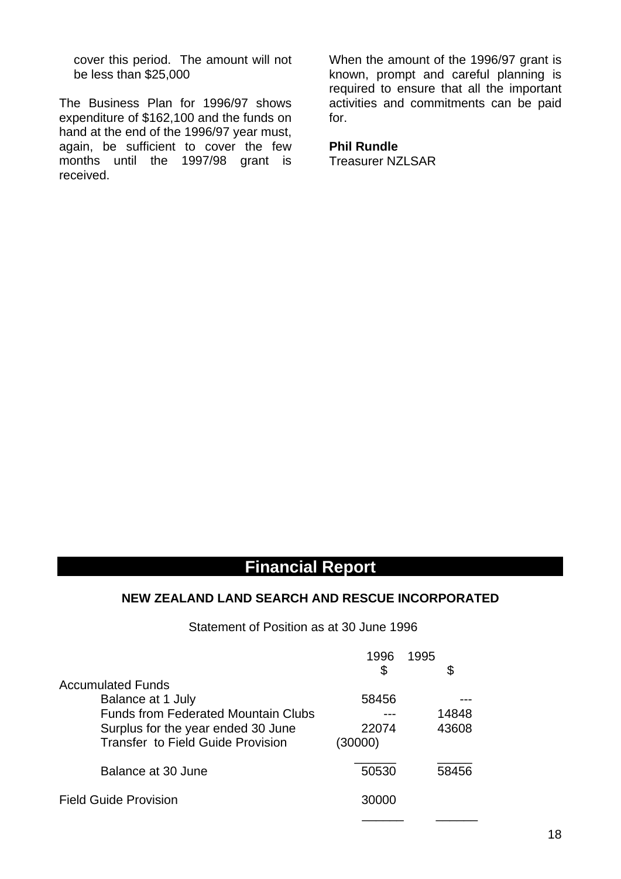cover this period. The amount will not be less than $25,000

The Business Plan for 1996/97 shows expenditure of $162,100 and the funds on hand at the end of the 1996/97 year must, again, be sufficient to cover the few months until the 1997/98 grant is received.

When the amount of the 1996/97 grant is known, prompt and careful planning is required to ensure that all the important activities and commitments can be paid for.

**Phil Rundle**
Treasurer NZLSAR

# Financial Report

### NEW ZEALAND LAND SEARCH AND RESCUE INCORPORATED

Statement of Position as at 30 June 1996

| | 1996 $ | 1995 $ |
|---|---|---|
| Accumulated Funds | | |
| Balance at 1 July | 58456 | --- |
| Funds from Federated Mountain Clubs | --- | 14848 |
| Surplus for the year ended 30 June | 22074 | 43608 |
| Transfer to Field Guide Provision | (30000) | |
| Balance at 30 June | 50530 | 58456 |
| Field Guide Provision | 30000 | |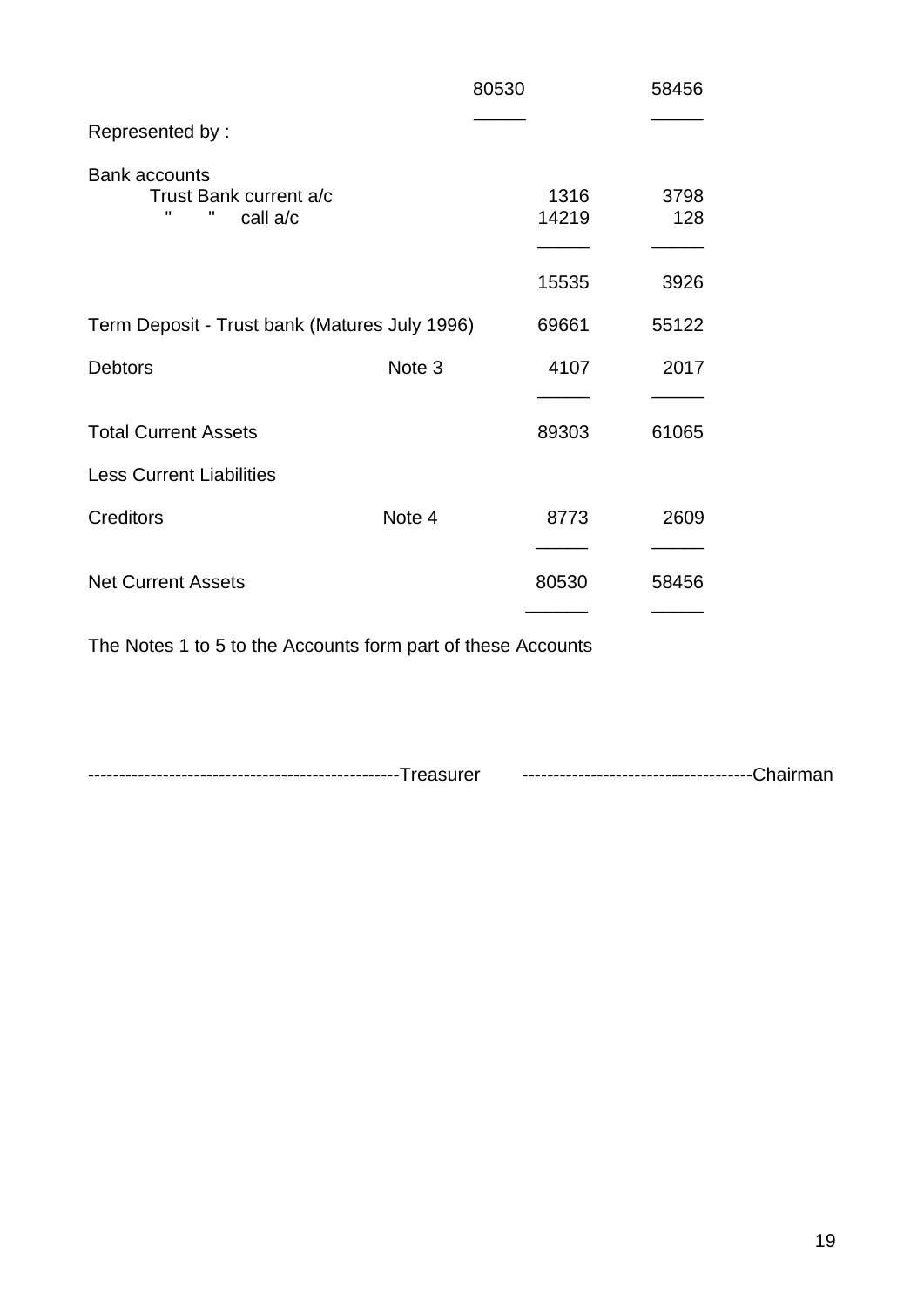| | | | |
|---|---|---|---|
| | | 80530 | 58456 |
| Represented by : | | | |
| Bank accounts | | | |
| Trust Bank current a/c | | 1316 | 3798 |
| " " call a/c | | 14219 | 128 |
| | | 15535 | 3926 |
| Term Deposit - Trust bank (Matures July 1996) | | 69661 | 55122 |
| Debtors | Note 3 | 4107 | 2017 |
| Total Current Assets | | 89303 | 61065 |
| Less Current Liabilities | | | |
| Creditors | Note 4 | 8773 | 2609 |
| Net Current Assets | | 80530 | 58456 |

The Notes 1 to 5 to the Accounts form part of these Accounts

--------------------------------------------------Treasurer ------------------------------------Chairman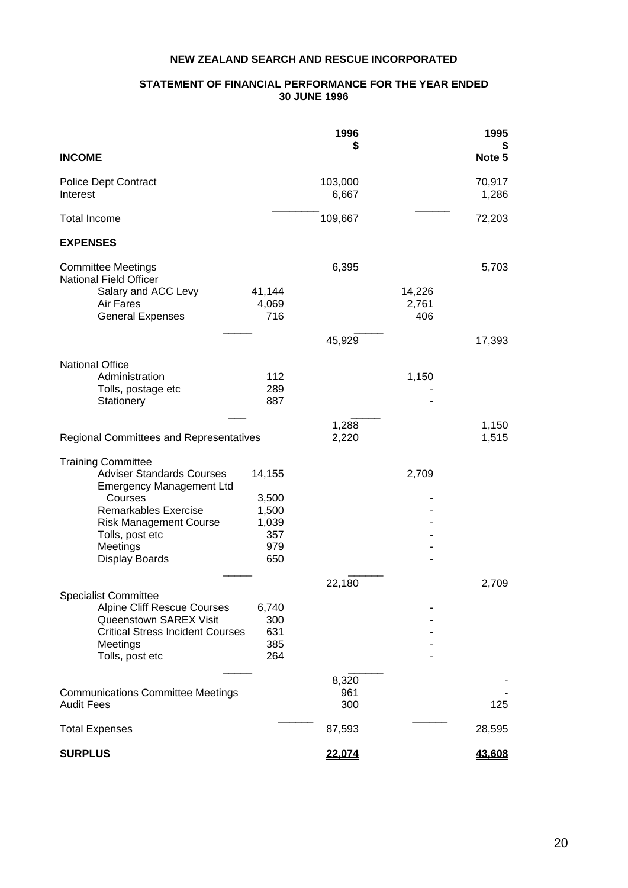**NEW ZEALAND SEARCH AND RESCUE INCORPORATED**

**STATEMENT OF FINANCIAL PERFORMANCE FOR THE YEAR ENDED 30 JUNE 1996**

| | | **1996 $** | | **1995 $ Note 5** |
|---|---|---|---|---|
| **INCOME** | | | | |
| Police Dept Contract | | 103,000 | | 70,917 |
| Interest | | 6,667 | | 1,286 |
| Total Income | | 109,667 | | 72,203 |
| **EXPENSES** | | | | |
| Committee Meetings | | 6,395 | | 5,703 |
| National Field Officer | | | | |
| Salary and ACC Levy | 41,144 | | 14,226 | |
| Air Fares | 4,069 | | 2,761 | |
| General Expenses | 716 | | 406 | |
| | | 45,929 | | 17,393 |
| National Office | | | | |
| Administration | 112 | | 1,150 | |
| Tolls, postage etc | 289 | | - | |
| Stationery | 887 | | - | |
| | | 1,288 | | 1,150 |
| Regional Committees and Representatives | | 2,220 | | 1,515 |
| Training Committee | | | | |
| Adviser Standards Courses | 14,155 | | 2,709 | |
| Emergency Management Ltd Courses | 3,500 | | - | |
| Remarkables Exercise | 1,500 | | - | |
| Risk Management Course | 1,039 | | - | |
| Tolls, post etc | 357 | | - | |
| Meetings | 979 | | - | |
| Display Boards | 650 | | - | |
| | | 22,180 | | 2,709 |
| Specialist Committee | | | | |
| Alpine Cliff Rescue Courses | 6,740 | | - | |
| Queenstown SAREX Visit | 300 | | - | |
| Critical Stress Incident Courses | 631 | | - | |
| Meetings | 385 | | - | |
| Tolls, post etc | 264 | | - | |
| | | 8,320 | | - |
| Communications Committee Meetings | | 961 | | - |
| Audit Fees | | 300 | | 125 |
| Total Expenses | | 87,593 | | 28,595 |
| **SURPLUS** | | **22,074** | | **43,608** |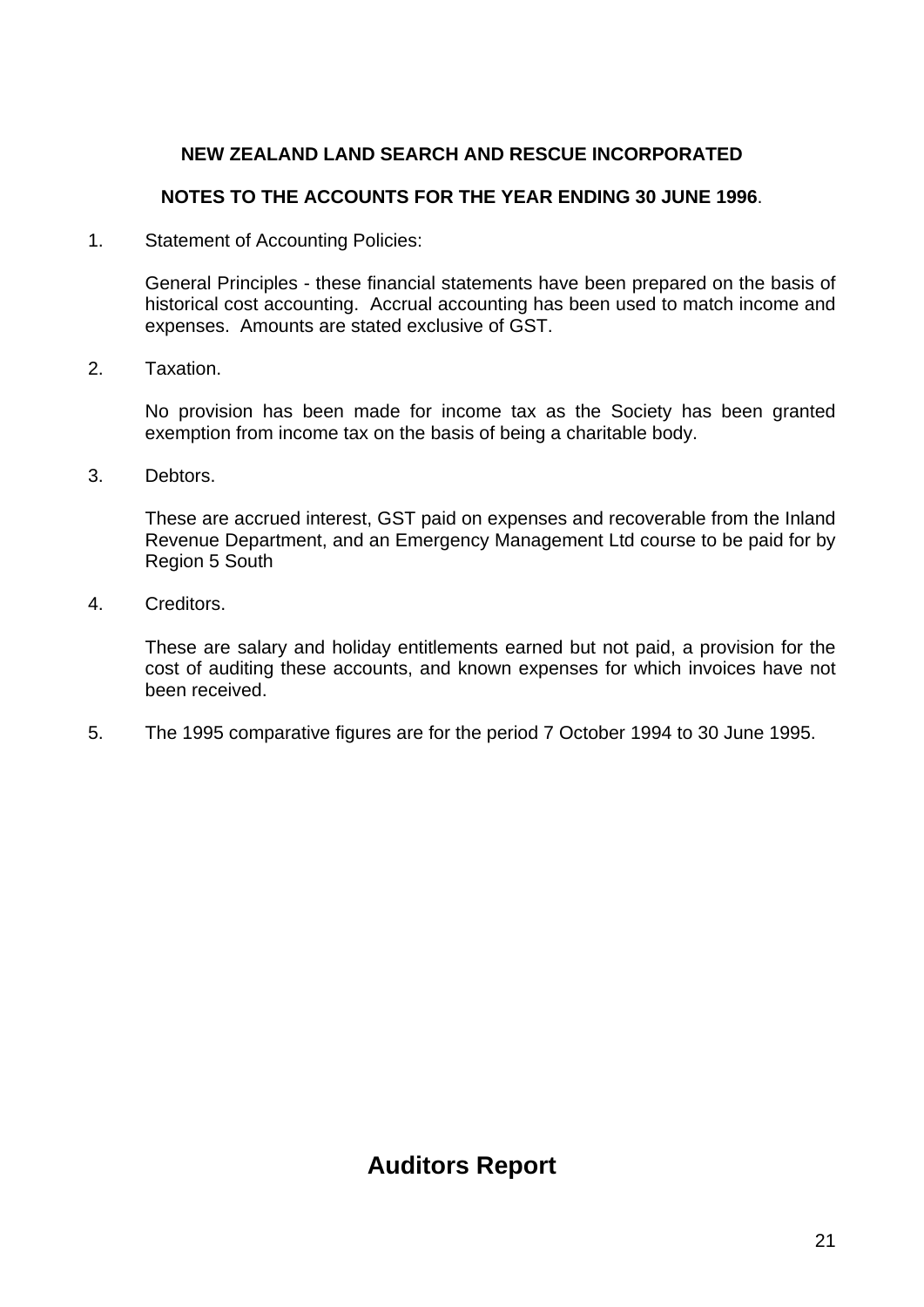**NEW ZEALAND LAND SEARCH AND RESCUE INCORPORATED**

**NOTES TO THE ACCOUNTS FOR THE YEAR ENDING 30 JUNE 1996**.

1. Statement of Accounting Policies:

   General Principles - these financial statements have been prepared on the basis of historical cost accounting. Accrual accounting has been used to match income and expenses. Amounts are stated exclusive of GST.

2. Taxation.

   No provision has been made for income tax as the Society has been granted exemption from income tax on the basis of being a charitable body.

3. Debtors.

   These are accrued interest, GST paid on expenses and recoverable from the Inland Revenue Department, and an Emergency Management Ltd course to be paid for by Region 5 South

4. Creditors.

   These are salary and holiday entitlements earned but not paid, a provision for the cost of auditing these accounts, and known expenses for which invoices have not been received.

5. The 1995 comparative figures are for the period 7 October 1994 to 30 June 1995.

## Auditors Report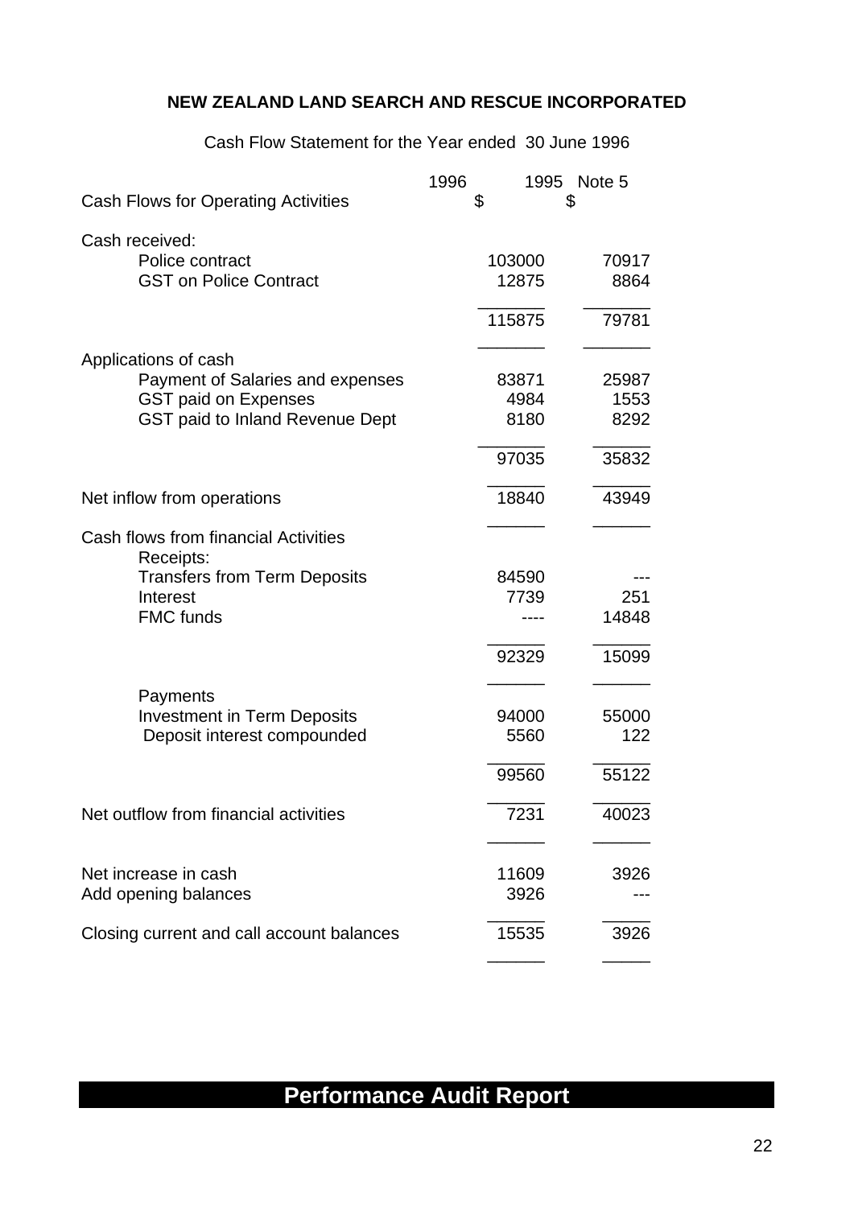**NEW ZEALAND LAND SEARCH AND RESCUE INCORPORATED**

Cash Flow Statement for the Year ended 30 June 1996

| Cash Flows for Operating Activities | 1996 $ | 1995 Note 5 $ |
|---|---|---|
| Cash received: | | |
| Police contract | 103000 | 70917 |
| GST on Police Contract | 12875 | 8864 |
| | 115875 | 79781 |
| Applications of cash | | |
| Payment of Salaries and expenses | 83871 | 25987 |
| GST paid on Expenses | 4984 | 1553 |
| GST paid to Inland Revenue Dept | 8180 | 8292 |
| | 97035 | 35832 |
| Net inflow from operations | 18840 | 43949 |
| Cash flows from financial Activities | | |
| Receipts: | | |
| Transfers from Term Deposits | 84590 | --- |
| Interest | 7739 | 251 |
| FMC funds | ---- | 14848 |
| | 92329 | 15099 |
| Payments | | |
| Investment in Term Deposits | 94000 | 55000 |
| Deposit interest compounded | 5560 | 122 |
| | 99560 | 55122 |
| Net outflow from financial activities | 7231 | 40023 |
| Net increase in cash | 11609 | 3926 |
| Add opening balances | 3926 | --- |
| Closing current and call account balances | 15535 | 3926 |

## Performance Audit Report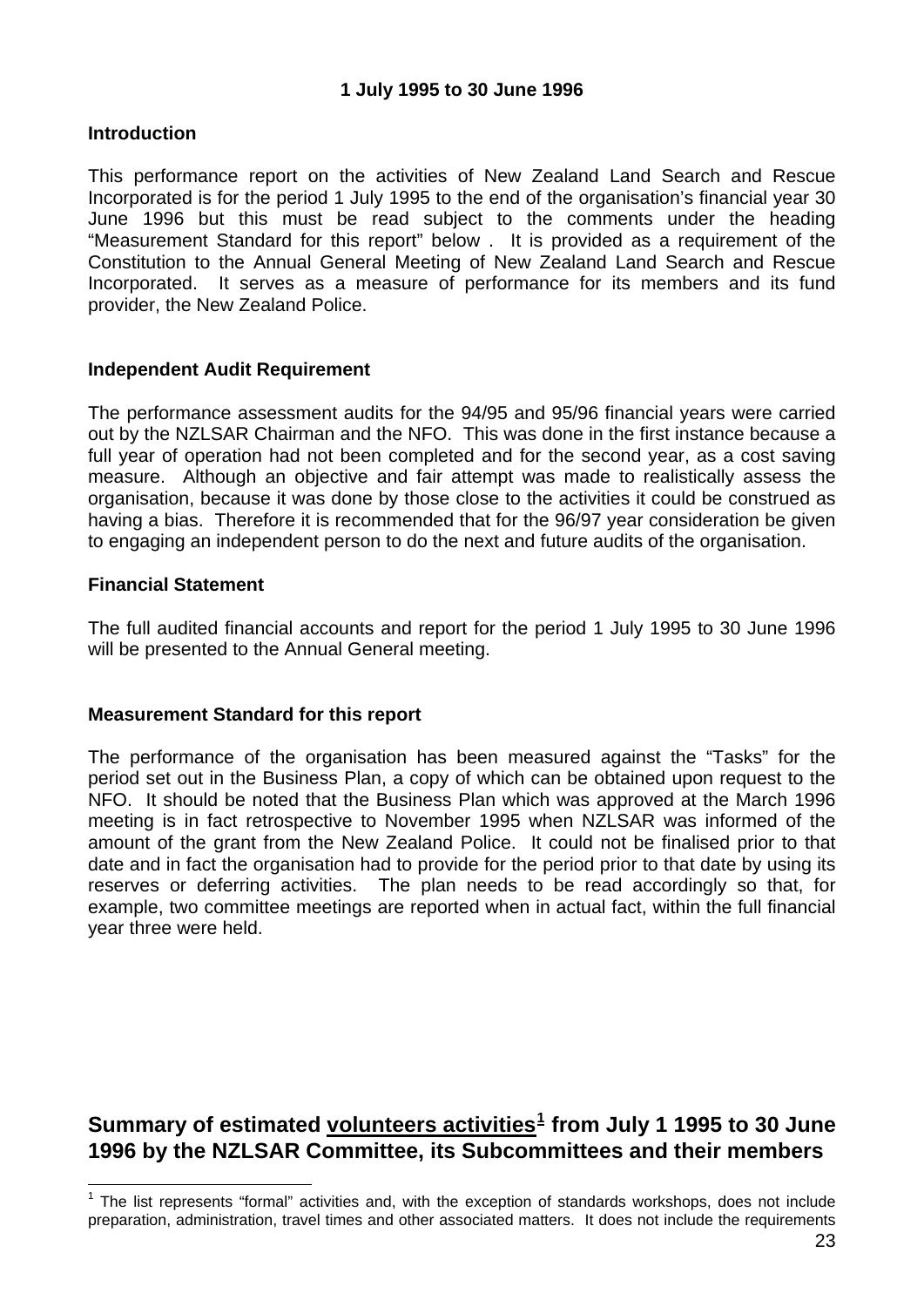**1 July 1995 to 30 June 1996**

**Introduction**

This performance report on the activities of New Zealand Land Search and Rescue Incorporated is for the period 1 July 1995 to the end of the organisation's financial year 30 June 1996 but this must be read subject to the comments under the heading "Measurement Standard for this report" below . It is provided as a requirement of the Constitution to the Annual General Meeting of New Zealand Land Search and Rescue Incorporated. It serves as a measure of performance for its members and its fund provider, the New Zealand Police.

**Independent Audit Requirement**

The performance assessment audits for the 94/95 and 95/96 financial years were carried out by the NZLSAR Chairman and the NFO. This was done in the first instance because a full year of operation had not been completed and for the second year, as a cost saving measure. Although an objective and fair attempt was made to realistically assess the organisation, because it was done by those close to the activities it could be construed as having a bias. Therefore it is recommended that for the 96/97 year consideration be given to engaging an independent person to do the next and future audits of the organisation.

**Financial Statement**

The full audited financial accounts and report for the period 1 July 1995 to 30 June 1996 will be presented to the Annual General meeting.

**Measurement Standard for this report**

The performance of the organisation has been measured against the "Tasks" for the period set out in the Business Plan, a copy of which can be obtained upon request to the NFO. It should be noted that the Business Plan which was approved at the March 1996 meeting is in fact retrospective to November 1995 when NZLSAR was informed of the amount of the grant from the New Zealand Police. It could not be finalised prior to that date and in fact the organisation had to provide for the period prior to that date by using its reserves or deferring activities. The plan needs to be read accordingly so that, for example, two committee meetings are reported when in actual fact, within the full financial year three were held.

## Summary of estimated volunteers activities[1] from July 1 1995 to 30 June 1996 by the NZLSAR Committee, its Subcommittees and their members

[1] The list represents "formal" activities and, with the exception of standards workshops, does not include preparation, administration, travel times and other associated matters. It does not include the requirements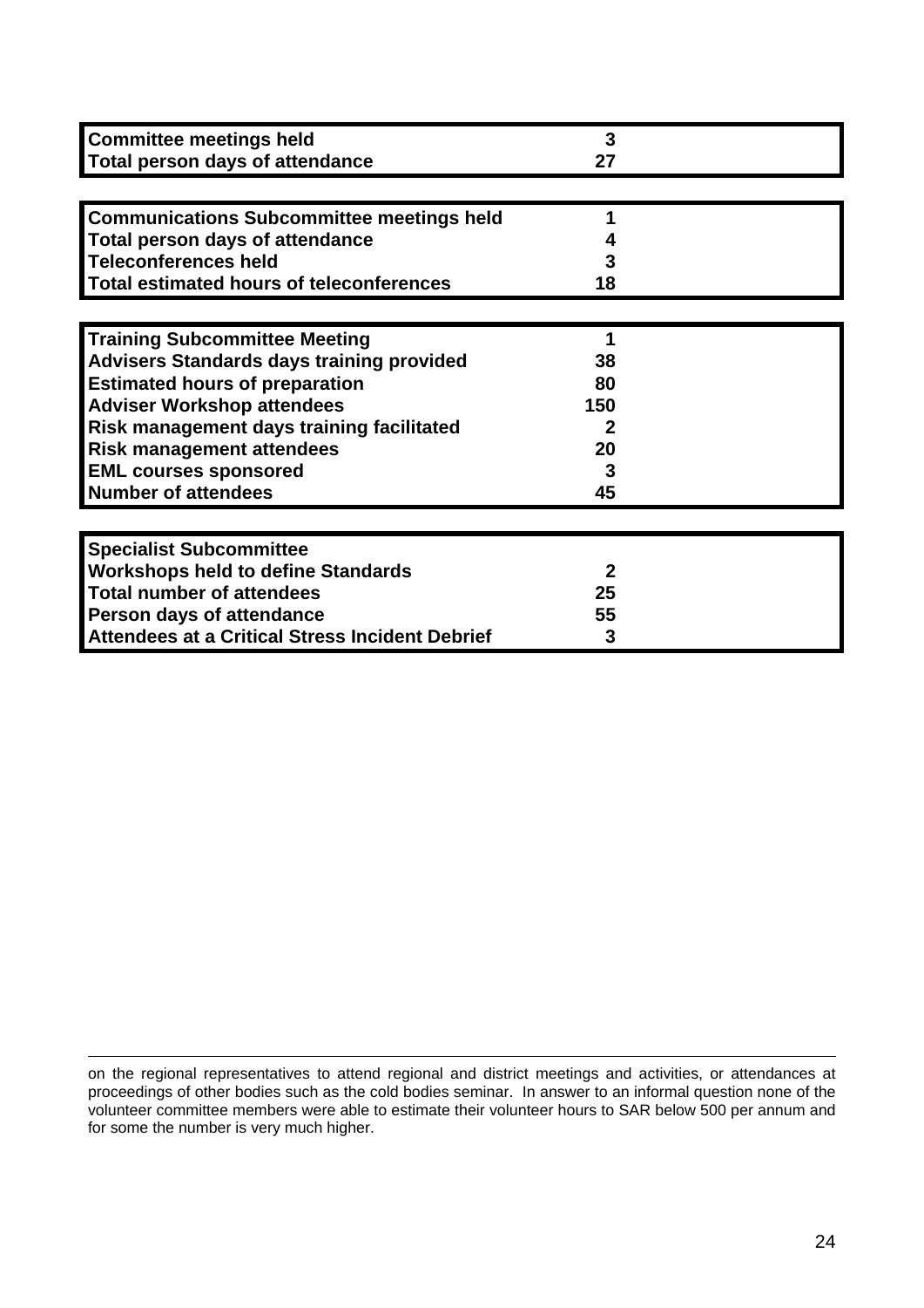| Committee meetings held | 3 |
|---|---|
| Total person days of attendance | 27 |

| Communications Subcommittee meetings held | 1 |
|---|---|
| Total person days of attendance | 4 |
| Teleconferences held | 3 |
| Total estimated hours of teleconferences | 18 |

| Training Subcommittee Meeting | 1 |
|---|---|
| Advisers Standards days training provided | 38 |
| Estimated hours of preparation | 80 |
| Adviser Workshop attendees | 150 |
| Risk management days training facilitated | 2 |
| Risk management attendees | 20 |
| EML courses sponsored | 3 |
| Number of attendees | 45 |

| Specialist Subcommittee | |
|---|---|
| Workshops held to define Standards | 2 |
| Total number of attendees | 25 |
| Person days of attendance | 55 |
| Attendees at a Critical Stress Incident Debrief | 3 |

---

on the regional representatives to attend regional and district meetings and activities, or attendances at proceedings of other bodies such as the cold bodies seminar. In answer to an informal question none of the volunteer committee members were able to estimate their volunteer hours to SAR below 500 per annum and for some the number is very much higher.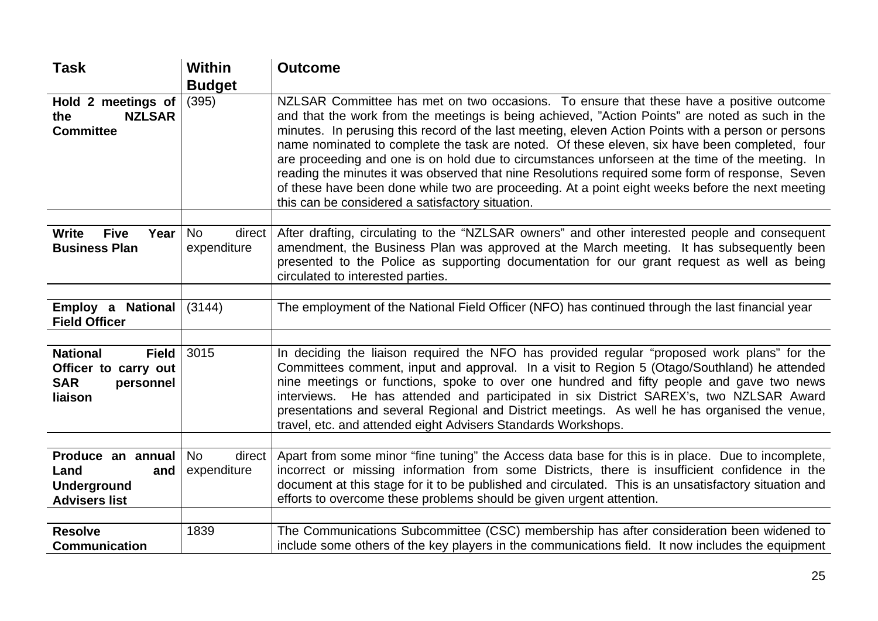| Task | Within Budget | Outcome |
|---|---|---|
| **Hold 2 meetings of the NZLSAR Committee** | (395) | NZLSAR Committee has met on two occasions. To ensure that these have a positive outcome and that the work from the meetings is being achieved, "Action Points" are noted as such in the minutes. In perusing this record of the last meeting, eleven Action Points with a person or persons name nominated to complete the task are noted. Of these eleven, six have been completed, four are proceeding and one is on hold due to circumstances unforseen at the time of the meeting. In reading the minutes it was observed that nine Resolutions required some form of response, Seven of these have been done while two are proceeding. At a point eight weeks before the next meeting this can be considered a satisfactory situation. |
| | | |
| **Write Five Year Business Plan** | No direct expenditure | After drafting, circulating to the "NZLSAR owners" and other interested people and consequent amendment, the Business Plan was approved at the March meeting. It has subsequently been presented to the Police as supporting documentation for our grant request as well as being circulated to interested parties. |
| | | |
| **Employ a National Field Officer** | (3144) | The employment of the National Field Officer (NFO) has continued through the last financial year |
| | | |
| **National Field Officer to carry out SAR personnel liaison** | 3015 | In deciding the liaison required the NFO has provided regular "proposed work plans" for the Committees comment, input and approval. In a visit to Region 5 (Otago/Southland) he attended nine meetings or functions, spoke to over one hundred and fifty people and gave two news interviews. He has attended and participated in six District SAREX's, two NZLSAR Award presentations and several Regional and District meetings. As well he has organised the venue, travel, etc. and attended eight Advisers Standards Workshops. |
| | | |
| **Produce an annual Land and Underground Advisers list** | No direct expenditure | Apart from some minor "fine tuning" the Access data base for this is in place. Due to incomplete, incorrect or missing information from some Districts, there is insufficient confidence in the document at this stage for it to be published and circulated. This is an unsatisfactory situation and efforts to overcome these problems should be given urgent attention. |
| | | |
| **Resolve Communication** | 1839 | The Communications Subcommittee (CSC) membership has after consideration been widened to include some others of the key players in the communications field. It now includes the equipment |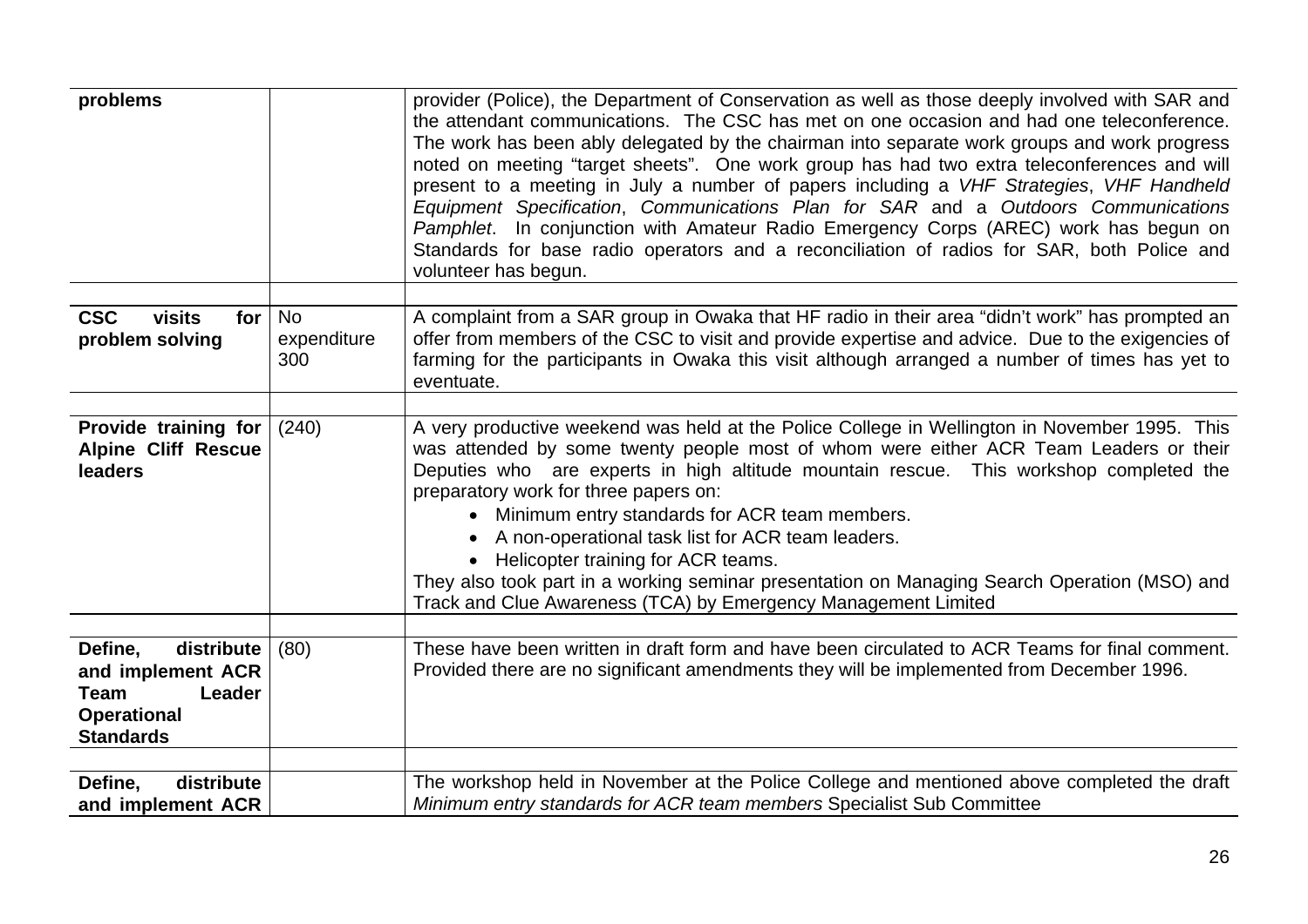| | | |
|---|---|---|
| **problems** | | provider (Police), the Department of Conservation as well as those deeply involved with SAR and the attendant communications. The CSC has met on one occasion and had one teleconference. The work has been ably delegated by the chairman into separate work groups and work progress noted on meeting "target sheets". One work group has had two extra teleconferences and will present to a meeting in July a number of papers including a *VHF Strategies*, *VHF Handheld Equipment Specification*, *Communications Plan for SAR* and a *Outdoors Communications Pamphlet*. In conjunction with Amateur Radio Emergency Corps (AREC) work has begun on Standards for base radio operators and a reconciliation of radios for SAR, both Police and volunteer has begun. |
| **CSC visits for problem solving** | No expenditure 300 | A complaint from a SAR group in Owaka that HF radio in their area "didn't work" has prompted an offer from members of the CSC to visit and provide expertise and advice. Due to the exigencies of farming for the participants in Owaka this visit although arranged a number of times has yet to eventuate. |
| **Provide training for Alpine Cliff Rescue leaders** | (240) | A very productive weekend was held at the Police College in Wellington in November 1995. This was attended by some twenty people most of whom were either ACR Team Leaders or their Deputies who are experts in high altitude mountain rescue. This workshop completed the preparatory work for three papers on:<br>• Minimum entry standards for ACR team members.<br>• A non-operational task list for ACR team leaders.<br>• Helicopter training for ACR teams.<br>They also took part in a working seminar presentation on Managing Search Operation (MSO) and Track and Clue Awareness (TCA) by Emergency Management Limited |
| **Define, distribute and implement ACR Team Leader Operational Standards** | (80) | These have been written in draft form and have been circulated to ACR Teams for final comment. Provided there are no significant amendments they will be implemented from December 1996. |
| **Define, distribute and implement ACR** | | The workshop held in November at the Police College and mentioned above completed the draft *Minimum entry standards for ACR team members* Specialist Sub Committee |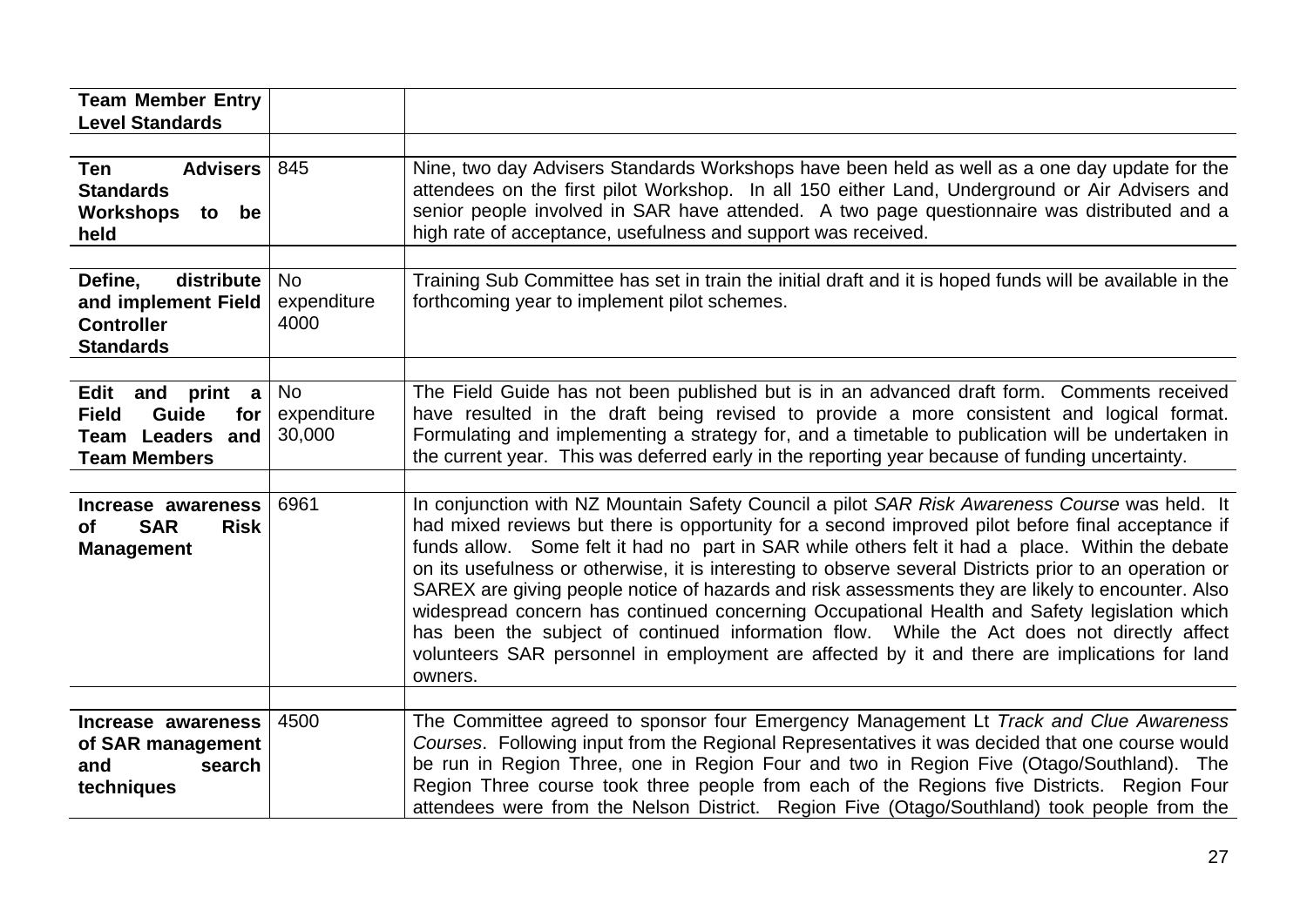| **Team Member Entry Level Standards** | | |
|---|---|---|
| | | |
| **Ten Advisers Standards Workshops to be held** | 845 | Nine, two day Advisers Standards Workshops have been held as well as a one day update for the attendees on the first pilot Workshop. In all 150 either Land, Underground or Air Advisers and senior people involved in SAR have attended. A two page questionnaire was distributed and a high rate of acceptance, usefulness and support was received. |
| | | |
| **Define, distribute and implement Field Controller Standards** | No expenditure 4000 | Training Sub Committee has set in train the initial draft and it is hoped funds will be available in the forthcoming year to implement pilot schemes. |
| | | |
| **Edit and print a Field Guide for Team Leaders and Team Members** | No expenditure 30,000 | The Field Guide has not been published but is in an advanced draft form. Comments received have resulted in the draft being revised to provide a more consistent and logical format. Formulating and implementing a strategy for, and a timetable to publication will be undertaken in the current year. This was deferred early in the reporting year because of funding uncertainty. |
| | | |
| **Increase awareness of SAR Risk Management** | 6961 | In conjunction with NZ Mountain Safety Council a pilot *SAR Risk Awareness Course* was held. It had mixed reviews but there is opportunity for a second improved pilot before final acceptance if funds allow. Some felt it had no part in SAR while others felt it had a place. Within the debate on its usefulness or otherwise, it is interesting to observe several Districts prior to an operation or SAREX are giving people notice of hazards and risk assessments they are likely to encounter. Also widespread concern has continued concerning Occupational Health and Safety legislation which has been the subject of continued information flow. While the Act does not directly affect volunteers SAR personnel in employment are affected by it and there are implications for land owners. |
| | | |
| **Increase awareness of SAR management and search techniques** | 4500 | The Committee agreed to sponsor four Emergency Management Lt *Track and Clue Awareness Courses*. Following input from the Regional Representatives it was decided that one course would be run in Region Three, one in Region Four and two in Region Five (Otago/Southland). The Region Three course took three people from each of the Regions five Districts. Region Four attendees were from the Nelson District. Region Five (Otago/Southland) took people from the |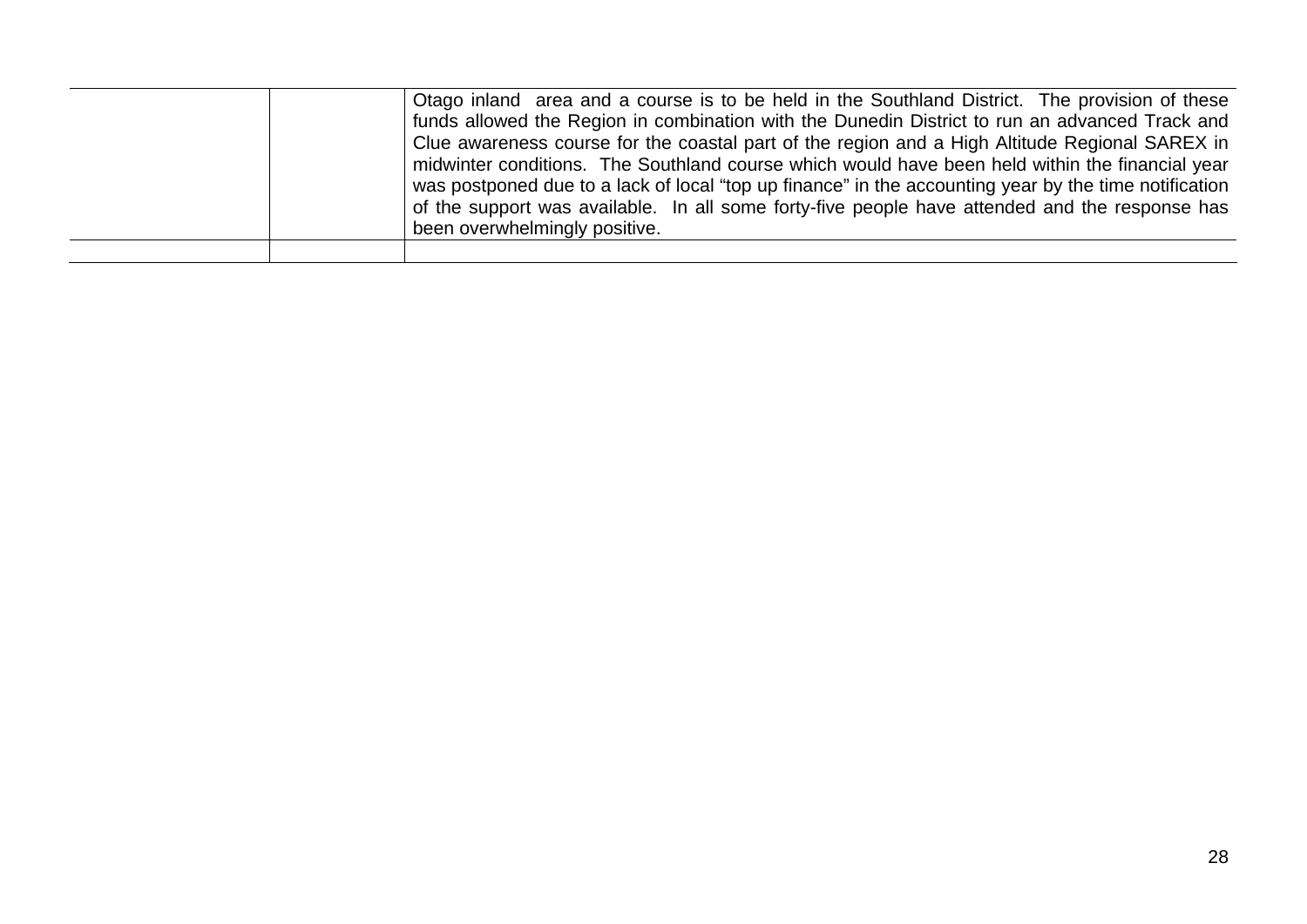| | | |
|---|---|---|
| | | Otago inland area and a course is to be held in the Southland District. The provision of these funds allowed the Region in combination with the Dunedin District to run an advanced Track and Clue awareness course for the coastal part of the region and a High Altitude Regional SAREX in midwinter conditions. The Southland course which would have been held within the financial year was postponed due to a lack of local "top up finance" in the accounting year by the time notification of the support was available. In all some forty-five people have attended and the response has been overwhelmingly positive. |
| | | |